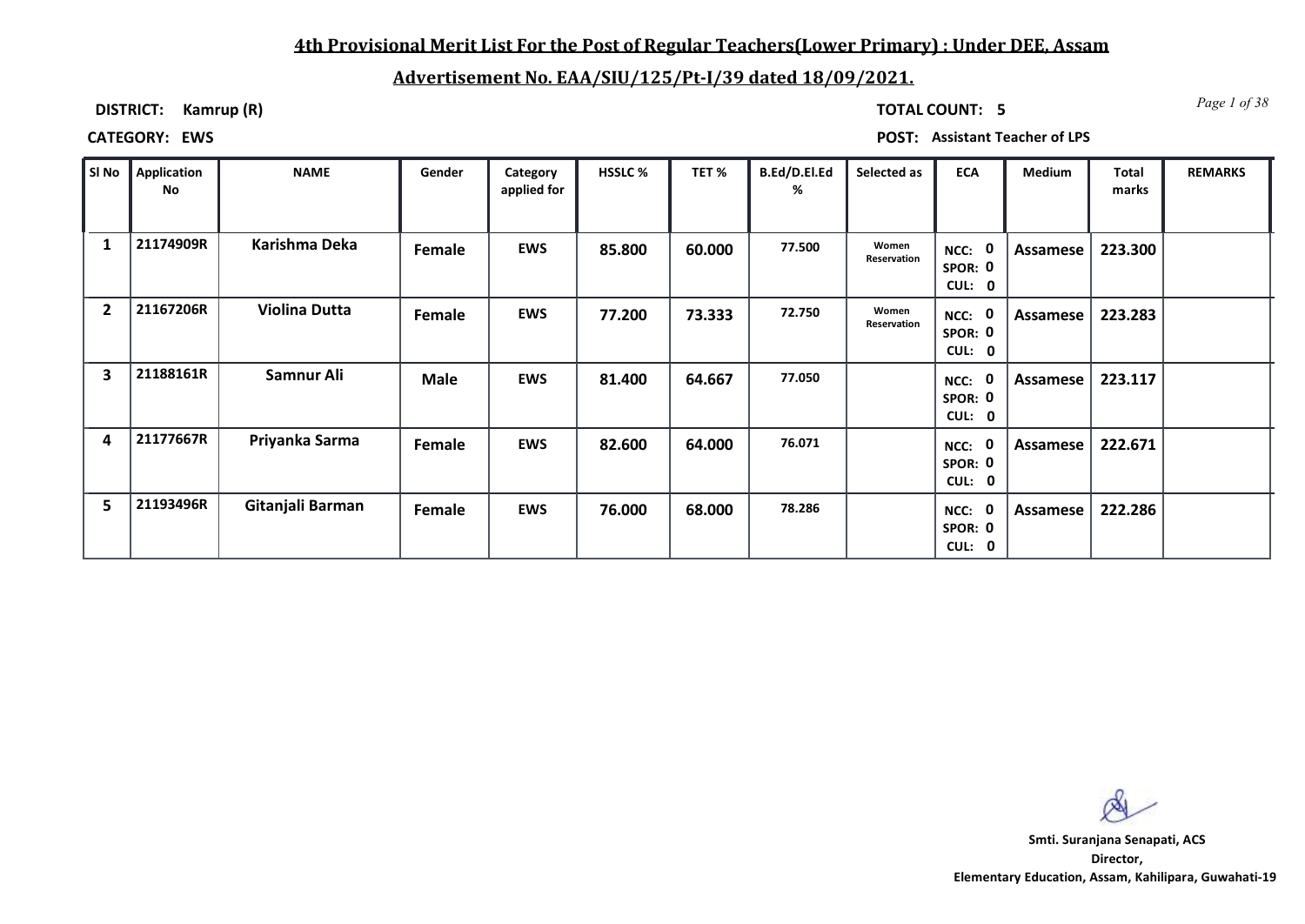## 4th Provisional Merit List For the Post of Regular Teachers(Lower Primary) : Under DEE, Assam

## Advertisement No. EAA/SIU/125/Pt-I/39 dated 18/09/2021.

**DISTRICT:** Kamrup (R) **TOTAL COUNT:** 5

**CATEGORY:** EWS **POST:** Assistant Teacher of LPS

| Sl No | Application No | NAME | Gender | Category applied for | HSSLC % | TET % | B.Ed/D.El.Ed % | Selected as | ECA | Medium | Total marks | REMARKS |
|---|---|---|---|---|---|---|---|---|---|---|---|---|
| 1 | 21174909R | Karishma Deka | Female | EWS | 85.800 | 60.000 | 77.500 | Women Reservation | NCC: 0 SPOR: 0 CUL: 0 | Assamese | 223.300 | |
| 2 | 21167206R | Violina Dutta | Female | EWS | 77.200 | 73.333 | 72.750 | Women Reservation | NCC: 0 SPOR: 0 CUL: 0 | Assamese | 223.283 | |
| 3 | 21188161R | Samnur Ali | Male | EWS | 81.400 | 64.667 | 77.050 | | NCC: 0 SPOR: 0 CUL: 0 | Assamese | 223.117 | |
| 4 | 21177667R | Priyanka Sarma | Female | EWS | 82.600 | 64.000 | 76.071 | | NCC: 0 SPOR: 0 CUL: 0 | Assamese | 222.671 | |
| 5 | 21193496R | Gitanjali Barman | Female | EWS | 76.000 | 68.000 | 78.286 | | NCC: 0 SPOR: 0 CUL: 0 | Assamese | 222.286 | |

**Smti. Suranjana Senapati, ACS**
**Director,**
**Elementary Education, Assam, Kahilipara, Guwahati-19**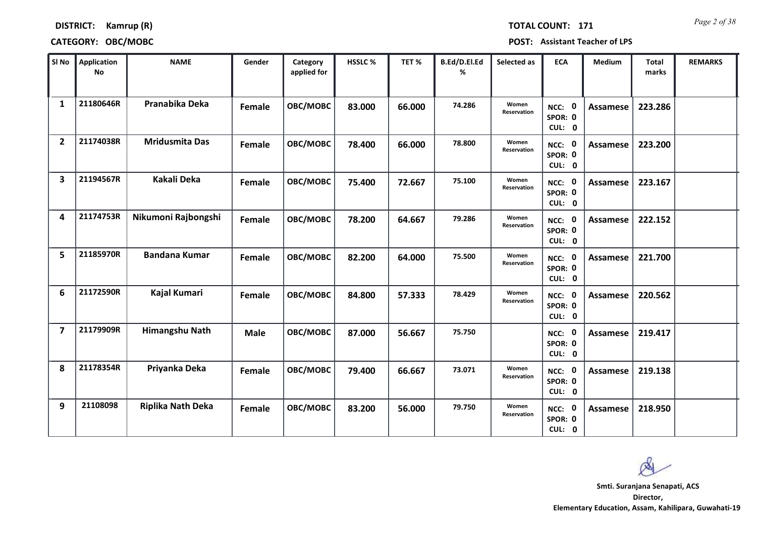**DISTRICT:** Kamrup (R)

**TOTAL COUNT:** 171

**CATEGORY:** OBC/MOBC

**POST:** Assistant Teacher of LPS

| Sl No | Application No | NAME | Gender | Category applied for | HSSLC % | TET % | B.Ed/D.El.Ed % | Selected as | ECA | Medium | Total marks | REMARKS |
|---|---|---|---|---|---|---|---|---|---|---|---|---|
| 1 | 21180646R | Pranabika Deka | Female | OBC/MOBC | 83.000 | 66.000 | 74.286 | Women Reservation | NCC: 0 SPOR: 0 CUL: 0 | Assamese | 223.286 | |
| 2 | 21174038R | Mridusmita Das | Female | OBC/MOBC | 78.400 | 66.000 | 78.800 | Women Reservation | NCC: 0 SPOR: 0 CUL: 0 | Assamese | 223.200 | |
| 3 | 21194567R | Kakali Deka | Female | OBC/MOBC | 75.400 | 72.667 | 75.100 | Women Reservation | NCC: 0 SPOR: 0 CUL: 0 | Assamese | 223.167 | |
| 4 | 21174753R | Nikumoni Rajbongshi | Female | OBC/MOBC | 78.200 | 64.667 | 79.286 | Women Reservation | NCC: 0 SPOR: 0 CUL: 0 | Assamese | 222.152 | |
| 5 | 21185970R | Bandana Kumar | Female | OBC/MOBC | 82.200 | 64.000 | 75.500 | Women Reservation | NCC: 0 SPOR: 0 CUL: 0 | Assamese | 221.700 | |
| 6 | 21172590R | Kajal Kumari | Female | OBC/MOBC | 84.800 | 57.333 | 78.429 | Women Reservation | NCC: 0 SPOR: 0 CUL: 0 | Assamese | 220.562 | |
| 7 | 21179909R | Himangshu Nath | Male | OBC/MOBC | 87.000 | 56.667 | 75.750 | | NCC: 0 SPOR: 0 CUL: 0 | Assamese | 219.417 | |
| 8 | 21178354R | Priyanka Deka | Female | OBC/MOBC | 79.400 | 66.667 | 73.071 | Women Reservation | NCC: 0 SPOR: 0 CUL: 0 | Assamese | 219.138 | |
| 9 | 21108098 | Riplika Nath Deka | Female | OBC/MOBC | 83.200 | 56.000 | 79.750 | Women Reservation | NCC: 0 SPOR: 0 CUL: 0 | Assamese | 218.950 | |

**Smti. Suranjana Senapati, ACS**
**Director,**
**Elementary Education, Assam, Kahilipara, Guwahati-19**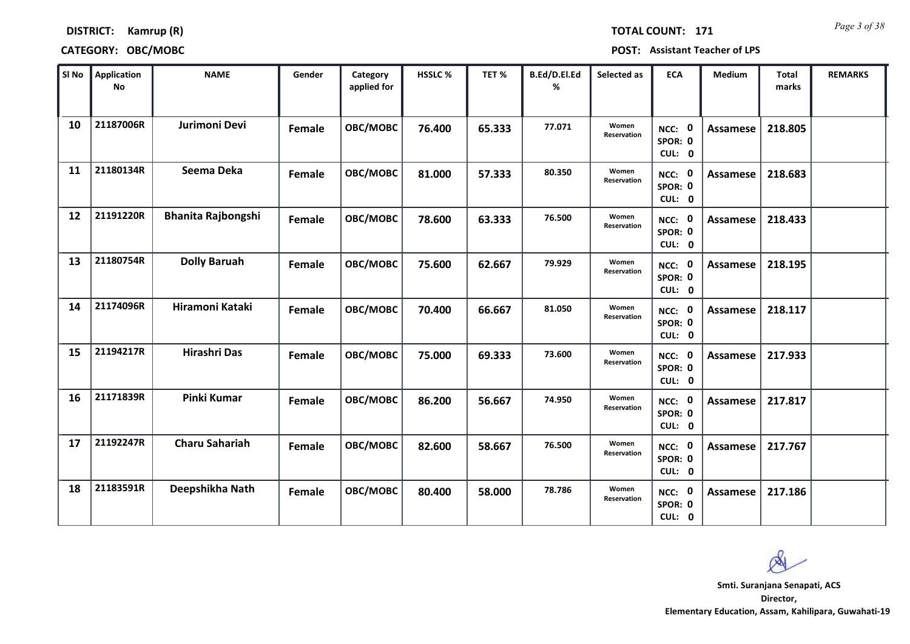**DISTRICT:** Kamrup (R)  **TOTAL COUNT:** 171

**CATEGORY:** OBC/MOBC  **POST:** Assistant Teacher of LPS

| Sl No | Application No | NAME | Gender | Category applied for | HSSLC % | TET % | B.Ed/D.El.Ed % | Selected as | ECA | Medium | Total marks | REMARKS |
|---|---|---|---|---|---|---|---|---|---|---|---|---|
| 10 | 21187006R | Jurimoni Devi | Female | OBC/MOBC | 76.400 | 65.333 | 77.071 | Women Reservation | NCC: 0 SPOR: 0 CUL: 0 | Assamese | 218.805 | |
| 11 | 21180134R | Seema Deka | Female | OBC/MOBC | 81.000 | 57.333 | 80.350 | Women Reservation | NCC: 0 SPOR: 0 CUL: 0 | Assamese | 218.683 | |
| 12 | 21191220R | Bhanita Rajbongshi | Female | OBC/MOBC | 78.600 | 63.333 | 76.500 | Women Reservation | NCC: 0 SPOR: 0 CUL: 0 | Assamese | 218.433 | |
| 13 | 21180754R | Dolly Baruah | Female | OBC/MOBC | 75.600 | 62.667 | 79.929 | Women Reservation | NCC: 0 SPOR: 0 CUL: 0 | Assamese | 218.195 | |
| 14 | 21174096R | Hiramoni Kataki | Female | OBC/MOBC | 70.400 | 66.667 | 81.050 | Women Reservation | NCC: 0 SPOR: 0 CUL: 0 | Assamese | 218.117 | |
| 15 | 21194217R | Hirashri Das | Female | OBC/MOBC | 75.000 | 69.333 | 73.600 | Women Reservation | NCC: 0 SPOR: 0 CUL: 0 | Assamese | 217.933 | |
| 16 | 21171839R | Pinki Kumar | Female | OBC/MOBC | 86.200 | 56.667 | 74.950 | Women Reservation | NCC: 0 SPOR: 0 CUL: 0 | Assamese | 217.817 | |
| 17 | 21192247R | Charu Sahariah | Female | OBC/MOBC | 82.600 | 58.667 | 76.500 | Women Reservation | NCC: 0 SPOR: 0 CUL: 0 | Assamese | 217.767 | |
| 18 | 21183591R | Deepshikha Nath | Female | OBC/MOBC | 80.400 | 58.000 | 78.786 | Women Reservation | NCC: 0 SPOR: 0 CUL: 0 | Assamese | 217.186 | |

**Smti. Suranjana Senapati, ACS**
**Director,**
**Elementary Education, Assam, Kahilipara, Guwahati-19**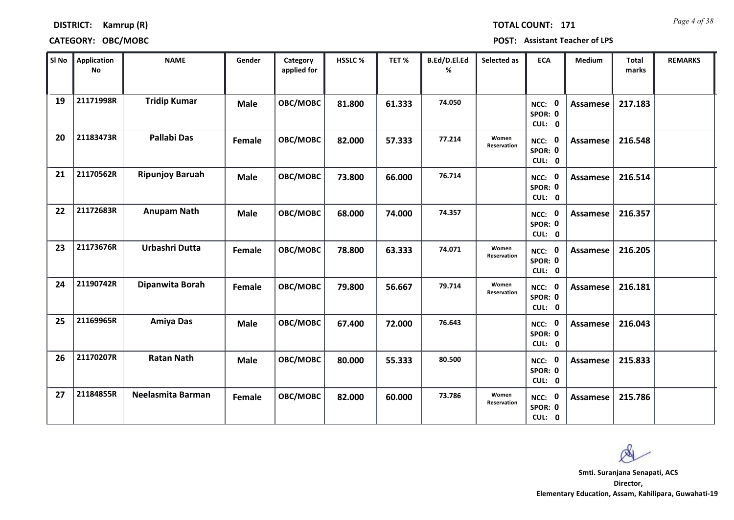**DISTRICT: Kamrup (R)** | **TOTAL COUNT: 171**

**CATEGORY: OBC/MOBC** | **POST: Assistant Teacher of LPS**

| Sl No | Application No | NAME | Gender | Category applied for | HSSLC % | TET % | B.Ed/D.El.Ed % | Selected as | ECA | Medium | Total marks | REMARKS |
|---|---|---|---|---|---|---|---|---|---|---|---|---|
| 19 | 21171998R | Tridip Kumar | Male | OBC/MOBC | 81.800 | 61.333 | 74.050 | | NCC: 0 SPOR: 0 CUL: 0 | Assamese | 217.183 | |
| 20 | 21183473R | Pallabi Das | Female | OBC/MOBC | 82.000 | 57.333 | 77.214 | Women Reservation | NCC: 0 SPOR: 0 CUL: 0 | Assamese | 216.548 | |
| 21 | 21170562R | Ripunjoy Baruah | Male | OBC/MOBC | 73.800 | 66.000 | 76.714 | | NCC: 0 SPOR: 0 CUL: 0 | Assamese | 216.514 | |
| 22 | 21172683R | Anupam Nath | Male | OBC/MOBC | 68.000 | 74.000 | 74.357 | | NCC: 0 SPOR: 0 CUL: 0 | Assamese | 216.357 | |
| 23 | 21173676R | Urbashri Dutta | Female | OBC/MOBC | 78.800 | 63.333 | 74.071 | Women Reservation | NCC: 0 SPOR: 0 CUL: 0 | Assamese | 216.205 | |
| 24 | 21190742R | Dipanwita Borah | Female | OBC/MOBC | 79.800 | 56.667 | 79.714 | Women Reservation | NCC: 0 SPOR: 0 CUL: 0 | Assamese | 216.181 | |
| 25 | 21169965R | Amiya Das | Male | OBC/MOBC | 67.400 | 72.000 | 76.643 | | NCC: 0 SPOR: 0 CUL: 0 | Assamese | 216.043 | |
| 26 | 21170207R | Ratan Nath | Male | OBC/MOBC | 80.000 | 55.333 | 80.500 | | NCC: 0 SPOR: 0 CUL: 0 | Assamese | 215.833 | |
| 27 | 21184855R | Neelasmita Barman | Female | OBC/MOBC | 82.000 | 60.000 | 73.786 | Women Reservation | NCC: 0 SPOR: 0 CUL: 0 | Assamese | 215.786 | |

**Smti. Suranjana Senapati, ACS**
**Director,**
**Elementary Education, Assam, Kahilipara, Guwahati-19**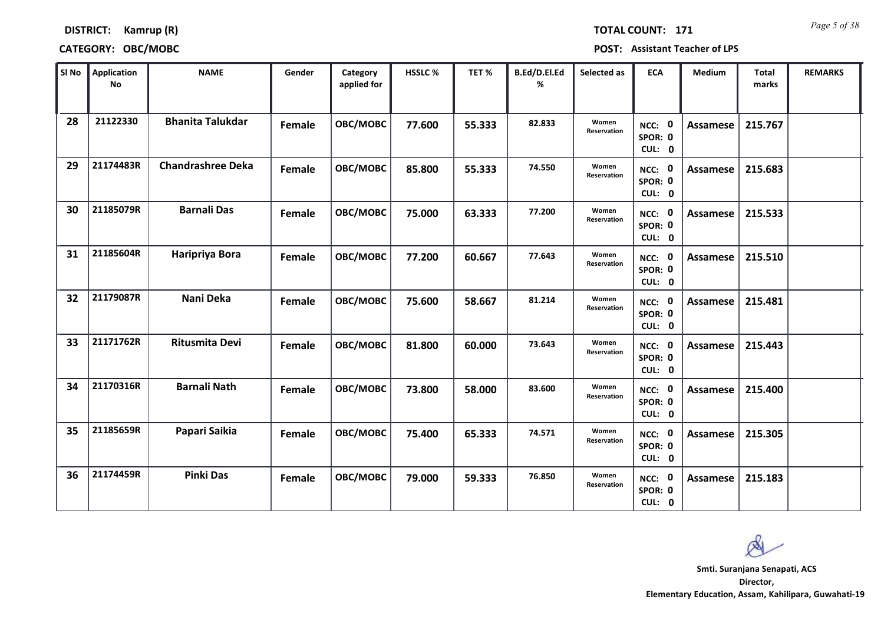**DISTRICT:** Kamrup (R) **TOTAL COUNT:** 171

**CATEGORY:** OBC/MOBC **POST:** Assistant Teacher of LPS

| Sl No | Application No | NAME | Gender | Category applied for | HSSLC % | TET % | B.Ed/D.El.Ed % | Selected as | ECA | Medium | Total marks | REMARKS |
|---|---|---|---|---|---|---|---|---|---|---|---|---|
| 28 | 21122330 | Bhanita Talukdar | Female | OBC/MOBC | 77.600 | 55.333 | 82.833 | Women Reservation | NCC: 0 SPOR: 0 CUL: 0 | Assamese | 215.767 | |
| 29 | 21174483R | Chandrashree Deka | Female | OBC/MOBC | 85.800 | 55.333 | 74.550 | Women Reservation | NCC: 0 SPOR: 0 CUL: 0 | Assamese | 215.683 | |
| 30 | 21185079R | Barnali Das | Female | OBC/MOBC | 75.000 | 63.333 | 77.200 | Women Reservation | NCC: 0 SPOR: 0 CUL: 0 | Assamese | 215.533 | |
| 31 | 21185604R | Haripriya Bora | Female | OBC/MOBC | 77.200 | 60.667 | 77.643 | Women Reservation | NCC: 0 SPOR: 0 CUL: 0 | Assamese | 215.510 | |
| 32 | 21179087R | Nani Deka | Female | OBC/MOBC | 75.600 | 58.667 | 81.214 | Women Reservation | NCC: 0 SPOR: 0 CUL: 0 | Assamese | 215.481 | |
| 33 | 21171762R | Ritusmita Devi | Female | OBC/MOBC | 81.800 | 60.000 | 73.643 | Women Reservation | NCC: 0 SPOR: 0 CUL: 0 | Assamese | 215.443 | |
| 34 | 21170316R | Barnali Nath | Female | OBC/MOBC | 73.800 | 58.000 | 83.600 | Women Reservation | NCC: 0 SPOR: 0 CUL: 0 | Assamese | 215.400 | |
| 35 | 21185659R | Papari Saikia | Female | OBC/MOBC | 75.400 | 65.333 | 74.571 | Women Reservation | NCC: 0 SPOR: 0 CUL: 0 | Assamese | 215.305 | |
| 36 | 21174459R | Pinki Das | Female | OBC/MOBC | 79.000 | 59.333 | 76.850 | Women Reservation | NCC: 0 SPOR: 0 CUL: 0 | Assamese | 215.183 | |

**Smti. Suranjana Senapati, ACS**
**Director,**
**Elementary Education, Assam, Kahilipara, Guwahati-19**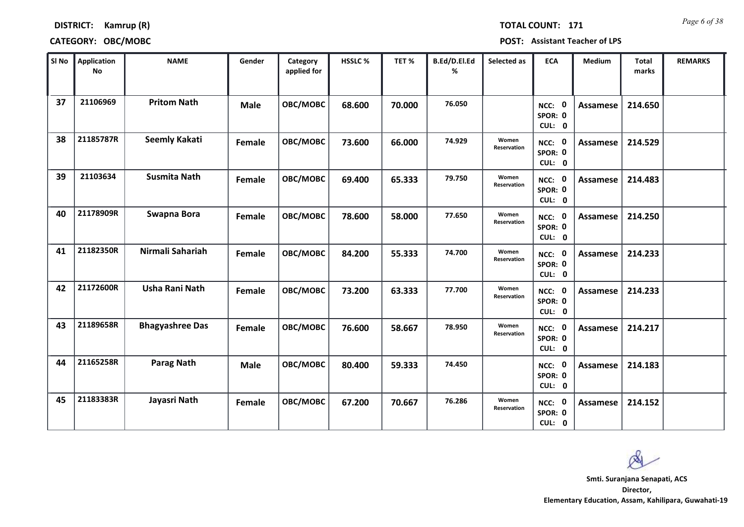**DISTRICT: Kamrup (R)** **TOTAL COUNT: 171**

**CATEGORY: OBC/MOBC** **POST: Assistant Teacher of LPS**

| Sl No | Application No | NAME | Gender | Category applied for | HSSLC % | TET % | B.Ed/D.El.Ed % | Selected as | ECA | Medium | Total marks | REMARKS |
|---|---|---|---|---|---|---|---|---|---|---|---|---|
| 37 | 21106969 | Pritom Nath | Male | OBC/MOBC | 68.600 | 70.000 | 76.050 | | NCC: 0 SPOR: 0 CUL: 0 | Assamese | 214.650 | |
| 38 | 21185787R | Seemly Kakati | Female | OBC/MOBC | 73.600 | 66.000 | 74.929 | Women Reservation | NCC: 0 SPOR: 0 CUL: 0 | Assamese | 214.529 | |
| 39 | 21103634 | Susmita Nath | Female | OBC/MOBC | 69.400 | 65.333 | 79.750 | Women Reservation | NCC: 0 SPOR: 0 CUL: 0 | Assamese | 214.483 | |
| 40 | 21178909R | Swapna Bora | Female | OBC/MOBC | 78.600 | 58.000 | 77.650 | Women Reservation | NCC: 0 SPOR: 0 CUL: 0 | Assamese | 214.250 | |
| 41 | 21182350R | Nirmali Sahariah | Female | OBC/MOBC | 84.200 | 55.333 | 74.700 | Women Reservation | NCC: 0 SPOR: 0 CUL: 0 | Assamese | 214.233 | |
| 42 | 21172600R | Usha Rani Nath | Female | OBC/MOBC | 73.200 | 63.333 | 77.700 | Women Reservation | NCC: 0 SPOR: 0 CUL: 0 | Assamese | 214.233 | |
| 43 | 21189658R | Bhagyashree Das | Female | OBC/MOBC | 76.600 | 58.667 | 78.950 | Women Reservation | NCC: 0 SPOR: 0 CUL: 0 | Assamese | 214.217 | |
| 44 | 21165258R | Parag Nath | Male | OBC/MOBC | 80.400 | 59.333 | 74.450 | | NCC: 0 SPOR: 0 CUL: 0 | Assamese | 214.183 | |
| 45 | 21183383R | Jayasri Nath | Female | OBC/MOBC | 67.200 | 70.667 | 76.286 | Women Reservation | NCC: 0 SPOR: 0 CUL: 0 | Assamese | 214.152 | |

**Smti. Suranjana Senapati, ACS**
**Director,**
**Elementary Education, Assam, Kahilipara, Guwahati-19**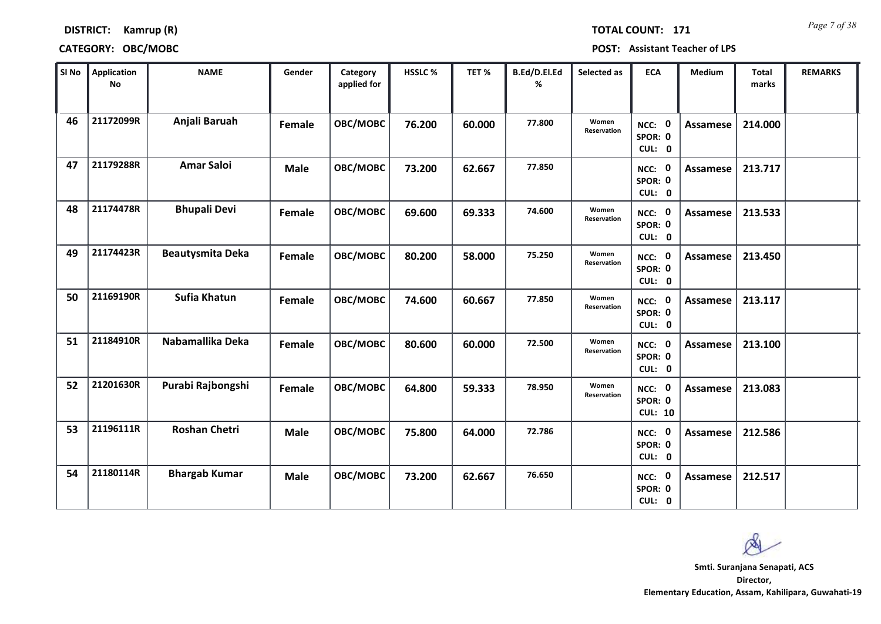**DISTRICT:** Kamrup (R) **TOTAL COUNT:** 171

**CATEGORY:** OBC/MOBC **POST:** Assistant Teacher of LPS

| Sl No | Application No | NAME | Gender | Category applied for | HSSLC % | TET % | B.Ed/D.El.Ed % | Selected as | ECA | Medium | Total marks | REMARKS |
|---|---|---|---|---|---|---|---|---|---|---|---|---|
| 46 | 21172099R | Anjali Baruah | Female | OBC/MOBC | 76.200 | 60.000 | 77.800 | Women Reservation | NCC: 0 SPOR: 0 CUL: 0 | Assamese | 214.000 | |
| 47 | 21179288R | Amar Saloi | Male | OBC/MOBC | 73.200 | 62.667 | 77.850 | | NCC: 0 SPOR: 0 CUL: 0 | Assamese | 213.717 | |
| 48 | 21174478R | Bhupali Devi | Female | OBC/MOBC | 69.600 | 69.333 | 74.600 | Women Reservation | NCC: 0 SPOR: 0 CUL: 0 | Assamese | 213.533 | |
| 49 | 21174423R | Beautysmita Deka | Female | OBC/MOBC | 80.200 | 58.000 | 75.250 | Women Reservation | NCC: 0 SPOR: 0 CUL: 0 | Assamese | 213.450 | |
| 50 | 21169190R | Sufia Khatun | Female | OBC/MOBC | 74.600 | 60.667 | 77.850 | Women Reservation | NCC: 0 SPOR: 0 CUL: 0 | Assamese | 213.117 | |
| 51 | 21184910R | Nabamallika Deka | Female | OBC/MOBC | 80.600 | 60.000 | 72.500 | Women Reservation | NCC: 0 SPOR: 0 CUL: 0 | Assamese | 213.100 | |
| 52 | 21201630R | Purabi Rajbongshi | Female | OBC/MOBC | 64.800 | 59.333 | 78.950 | Women Reservation | NCC: 0 SPOR: 0 CUL: 10 | Assamese | 213.083 | |
| 53 | 21196111R | Roshan Chetri | Male | OBC/MOBC | 75.800 | 64.000 | 72.786 | | NCC: 0 SPOR: 0 CUL: 0 | Assamese | 212.586 | |
| 54 | 21180114R | Bhargab Kumar | Male | OBC/MOBC | 73.200 | 62.667 | 76.650 | | NCC: 0 SPOR: 0 CUL: 0 | Assamese | 212.517 | |

**Smti. Suranjana Senapati, ACS**
**Director,**
**Elementary Education, Assam, Kahilipara, Guwahati-19**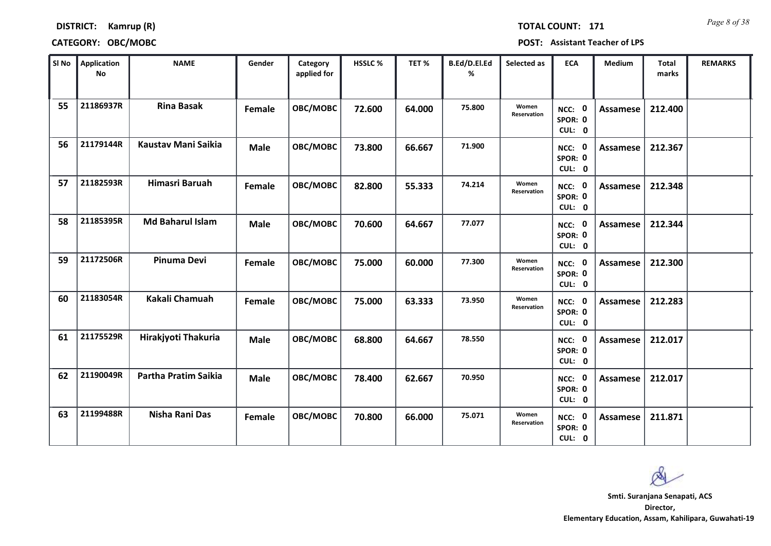**DISTRICT:** Kamrup (R)

**CATEGORY:** OBC/MOBC

**TOTAL COUNT:** 171

**POST:** Assistant Teacher of LPS

| Sl No | Application No | NAME | Gender | Category applied for | HSSLC % | TET % | B.Ed/D.El.Ed % | Selected as | ECA | Medium | Total marks | REMARKS |
|---|---|---|---|---|---|---|---|---|---|---|---|---|
| 55 | 21186937R | Rina Basak | Female | OBC/MOBC | 72.600 | 64.000 | 75.800 | Women Reservation | NCC: 0 SPOR: 0 CUL: 0 | Assamese | 212.400 | |
| 56 | 21179144R | Kaustav Mani Saikia | Male | OBC/MOBC | 73.800 | 66.667 | 71.900 | | NCC: 0 SPOR: 0 CUL: 0 | Assamese | 212.367 | |
| 57 | 21182593R | Himasri Baruah | Female | OBC/MOBC | 82.800 | 55.333 | 74.214 | Women Reservation | NCC: 0 SPOR: 0 CUL: 0 | Assamese | 212.348 | |
| 58 | 21185395R | Md Baharul Islam | Male | OBC/MOBC | 70.600 | 64.667 | 77.077 | | NCC: 0 SPOR: 0 CUL: 0 | Assamese | 212.344 | |
| 59 | 21172506R | Pinuma Devi | Female | OBC/MOBC | 75.000 | 60.000 | 77.300 | Women Reservation | NCC: 0 SPOR: 0 CUL: 0 | Assamese | 212.300 | |
| 60 | 21183054R | Kakali Chamuah | Female | OBC/MOBC | 75.000 | 63.333 | 73.950 | Women Reservation | NCC: 0 SPOR: 0 CUL: 0 | Assamese | 212.283 | |
| 61 | 21175529R | Hirakjyoti Thakuria | Male | OBC/MOBC | 68.800 | 64.667 | 78.550 | | NCC: 0 SPOR: 0 CUL: 0 | Assamese | 212.017 | |
| 62 | 21190049R | Partha Pratim Saikia | Male | OBC/MOBC | 78.400 | 62.667 | 70.950 | | NCC: 0 SPOR: 0 CUL: 0 | Assamese | 212.017 | |
| 63 | 21199488R | Nisha Rani Das | Female | OBC/MOBC | 70.800 | 66.000 | 75.071 | Women Reservation | NCC: 0 SPOR: 0 CUL: 0 | Assamese | 211.871 | |

**Smti. Suranjana Senapati, ACS**
**Director,**
**Elementary Education, Assam, Kahilipara, Guwahati-19**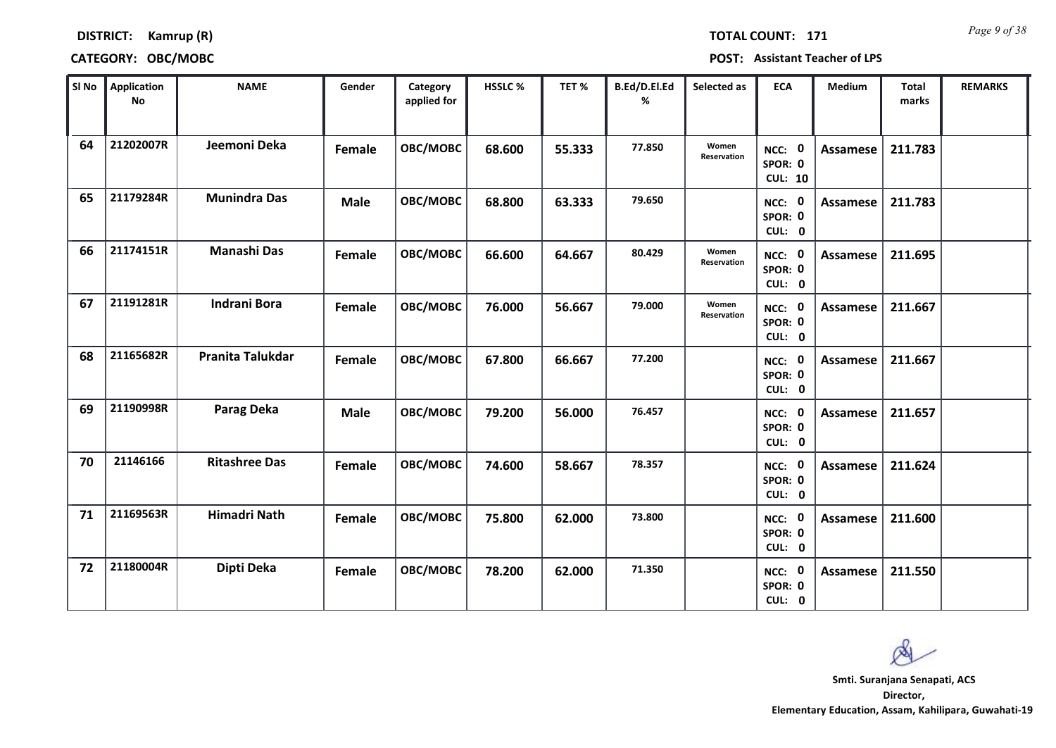**DISTRICT:** Kamrup (R)

**TOTAL COUNT:** 171

**CATEGORY:** OBC/MOBC

**POST:** Assistant Teacher of LPS

| Sl No | Application No | NAME | Gender | Category applied for | HSSLC % | TET % | B.Ed/D.El.Ed % | Selected as | ECA | Medium | Total marks | REMARKS |
|---|---|---|---|---|---|---|---|---|---|---|---|---|
| 64 | 21202007R | Jeemoni Deka | Female | OBC/MOBC | 68.600 | 55.333 | 77.850 | Women Reservation | NCC: 0 SPOR: 0 CUL: 10 | Assamese | 211.783 | |
| 65 | 21179284R | Munindra Das | Male | OBC/MOBC | 68.800 | 63.333 | 79.650 | | NCC: 0 SPOR: 0 CUL: 0 | Assamese | 211.783 | |
| 66 | 21174151R | Manashi Das | Female | OBC/MOBC | 66.600 | 64.667 | 80.429 | Women Reservation | NCC: 0 SPOR: 0 CUL: 0 | Assamese | 211.695 | |
| 67 | 21191281R | Indrani Bora | Female | OBC/MOBC | 76.000 | 56.667 | 79.000 | Women Reservation | NCC: 0 SPOR: 0 CUL: 0 | Assamese | 211.667 | |
| 68 | 21165682R | Pranita Talukdar | Female | OBC/MOBC | 67.800 | 66.667 | 77.200 | | NCC: 0 SPOR: 0 CUL: 0 | Assamese | 211.667 | |
| 69 | 21190998R | Parag Deka | Male | OBC/MOBC | 79.200 | 56.000 | 76.457 | | NCC: 0 SPOR: 0 CUL: 0 | Assamese | 211.657 | |
| 70 | 21146166 | Ritashree Das | Female | OBC/MOBC | 74.600 | 58.667 | 78.357 | | NCC: 0 SPOR: 0 CUL: 0 | Assamese | 211.624 | |
| 71 | 21169563R | Himadri Nath | Female | OBC/MOBC | 75.800 | 62.000 | 73.800 | | NCC: 0 SPOR: 0 CUL: 0 | Assamese | 211.600 | |
| 72 | 21180004R | Dipti Deka | Female | OBC/MOBC | 78.200 | 62.000 | 71.350 | | NCC: 0 SPOR: 0 CUL: 0 | Assamese | 211.550 | |

**Smti. Suranjana Senapati, ACS**
**Director,**
**Elementary Education, Assam, Kahilipara, Guwahati-19**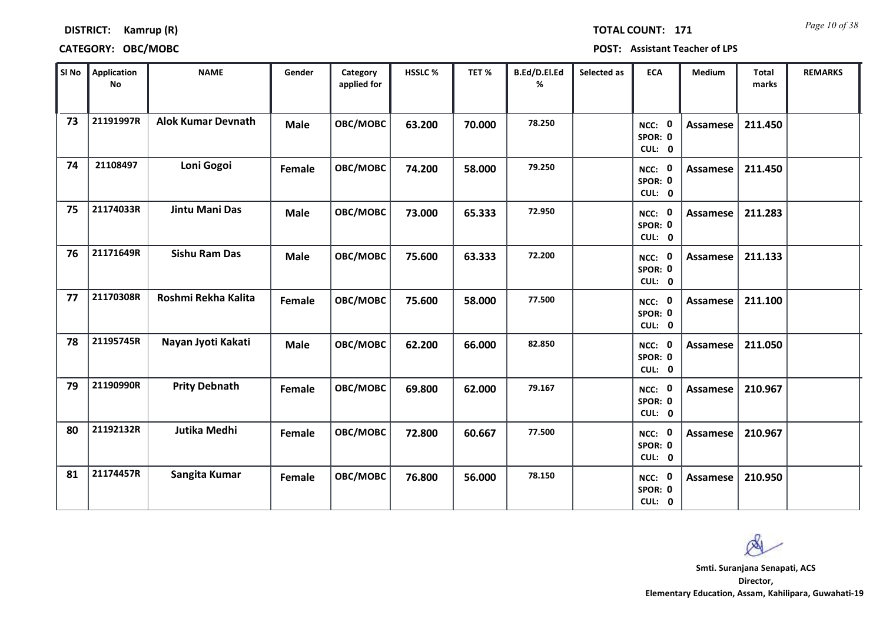**DISTRICT:** Kamrup (R) **TOTAL COUNT:** 171

**CATEGORY:** OBC/MOBC **POST:** Assistant Teacher of LPS

| Sl No | Application No | NAME | Gender | Category applied for | HSSLC % | TET % | B.Ed/D.El.Ed % | Selected as | ECA | Medium | Total marks | REMARKS |
|---|---|---|---|---|---|---|---|---|---|---|---|---|
| 73 | 21191997R | Alok Kumar Devnath | Male | OBC/MOBC | 63.200 | 70.000 | 78.250 | | NCC: 0 SPOR: 0 CUL: 0 | Assamese | 211.450 | |
| 74 | 21108497 | Loni Gogoi | Female | OBC/MOBC | 74.200 | 58.000 | 79.250 | | NCC: 0 SPOR: 0 CUL: 0 | Assamese | 211.450 | |
| 75 | 21174033R | Jintu Mani Das | Male | OBC/MOBC | 73.000 | 65.333 | 72.950 | | NCC: 0 SPOR: 0 CUL: 0 | Assamese | 211.283 | |
| 76 | 21171649R | Sishu Ram Das | Male | OBC/MOBC | 75.600 | 63.333 | 72.200 | | NCC: 0 SPOR: 0 CUL: 0 | Assamese | 211.133 | |
| 77 | 21170308R | Roshmi Rekha Kalita | Female | OBC/MOBC | 75.600 | 58.000 | 77.500 | | NCC: 0 SPOR: 0 CUL: 0 | Assamese | 211.100 | |
| 78 | 21195745R | Nayan Jyoti Kakati | Male | OBC/MOBC | 62.200 | 66.000 | 82.850 | | NCC: 0 SPOR: 0 CUL: 0 | Assamese | 211.050 | |
| 79 | 21190990R | Prity Debnath | Female | OBC/MOBC | 69.800 | 62.000 | 79.167 | | NCC: 0 SPOR: 0 CUL: 0 | Assamese | 210.967 | |
| 80 | 21192132R | Jutika Medhi | Female | OBC/MOBC | 72.800 | 60.667 | 77.500 | | NCC: 0 SPOR: 0 CUL: 0 | Assamese | 210.967 | |
| 81 | 21174457R | Sangita Kumar | Female | OBC/MOBC | 76.800 | 56.000 | 78.150 | | NCC: 0 SPOR: 0 CUL: 0 | Assamese | 210.950 | |

**Smti. Suranjana Senapati, ACS**
**Director,**
**Elementary Education, Assam, Kahilipara, Guwahati-19**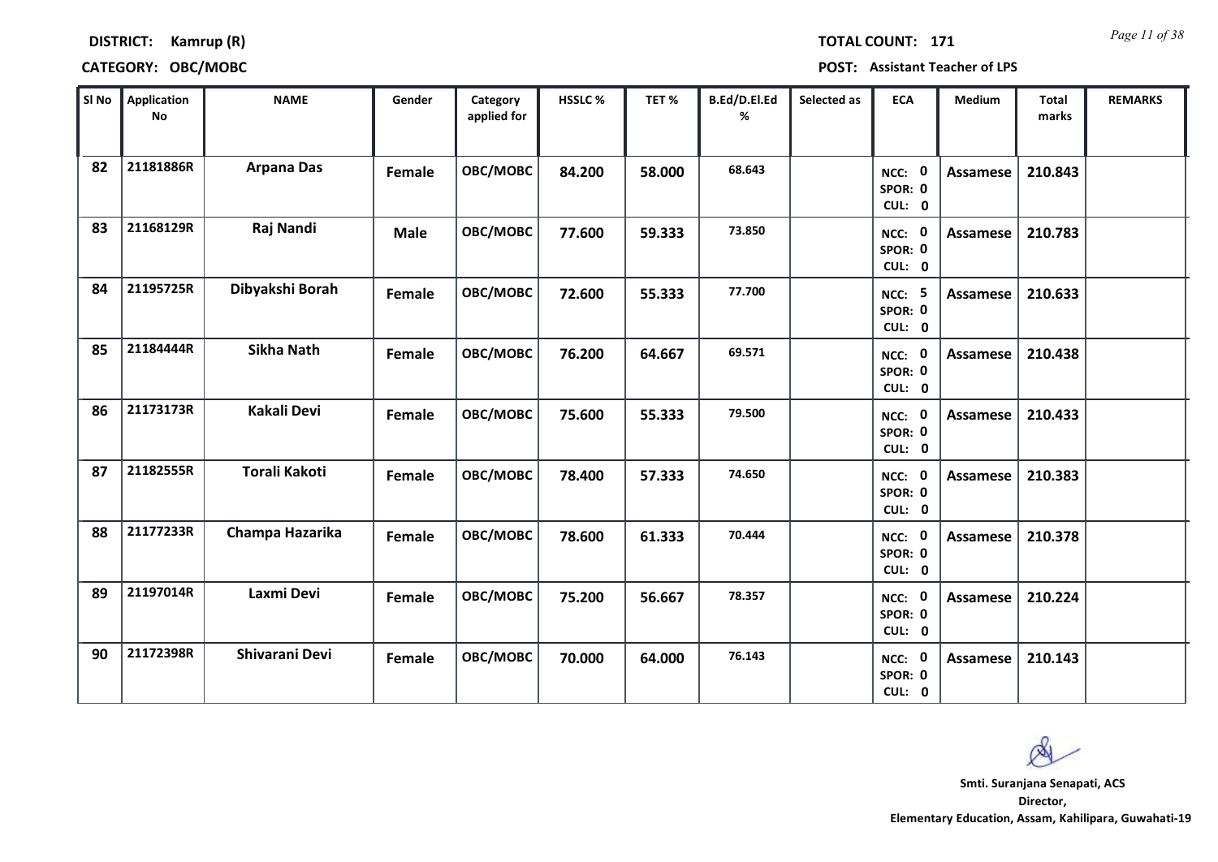**DISTRICT: Kamrup (R)**

**TOTAL COUNT: 171**

**CATEGORY: OBC/MOBC**

**POST: Assistant Teacher of LPS**

| Sl No | Application No | NAME | Gender | Category applied for | HSSLC % | TET % | B.Ed/D.El.Ed % | Selected as | ECA | Medium | Total marks | REMARKS |
|---|---|---|---|---|---|---|---|---|---|---|---|---|
| 82 | 21181886R | Arpana Das | Female | OBC/MOBC | 84.200 | 58.000 | 68.643 | | NCC: 0 SPOR: 0 CUL: 0 | Assamese | 210.843 | |
| 83 | 21168129R | Raj Nandi | Male | OBC/MOBC | 77.600 | 59.333 | 73.850 | | NCC: 0 SPOR: 0 CUL: 0 | Assamese | 210.783 | |
| 84 | 21195725R | Dibyakshi Borah | Female | OBC/MOBC | 72.600 | 55.333 | 77.700 | | NCC: 5 SPOR: 0 CUL: 0 | Assamese | 210.633 | |
| 85 | 21184444R | Sikha Nath | Female | OBC/MOBC | 76.200 | 64.667 | 69.571 | | NCC: 0 SPOR: 0 CUL: 0 | Assamese | 210.438 | |
| 86 | 21173173R | Kakali Devi | Female | OBC/MOBC | 75.600 | 55.333 | 79.500 | | NCC: 0 SPOR: 0 CUL: 0 | Assamese | 210.433 | |
| 87 | 21182555R | Torali Kakoti | Female | OBC/MOBC | 78.400 | 57.333 | 74.650 | | NCC: 0 SPOR: 0 CUL: 0 | Assamese | 210.383 | |
| 88 | 21177233R | Champa Hazarika | Female | OBC/MOBC | 78.600 | 61.333 | 70.444 | | NCC: 0 SPOR: 0 CUL: 0 | Assamese | 210.378 | |
| 89 | 21197014R | Laxmi Devi | Female | OBC/MOBC | 75.200 | 56.667 | 78.357 | | NCC: 0 SPOR: 0 CUL: 0 | Assamese | 210.224 | |
| 90 | 21172398R | Shivarani Devi | Female | OBC/MOBC | 70.000 | 64.000 | 76.143 | | NCC: 0 SPOR: 0 CUL: 0 | Assamese | 210.143 | |

**Smti. Suranjana Senapati, ACS**
**Director,**
**Elementary Education, Assam, Kahilipara, Guwahati-19**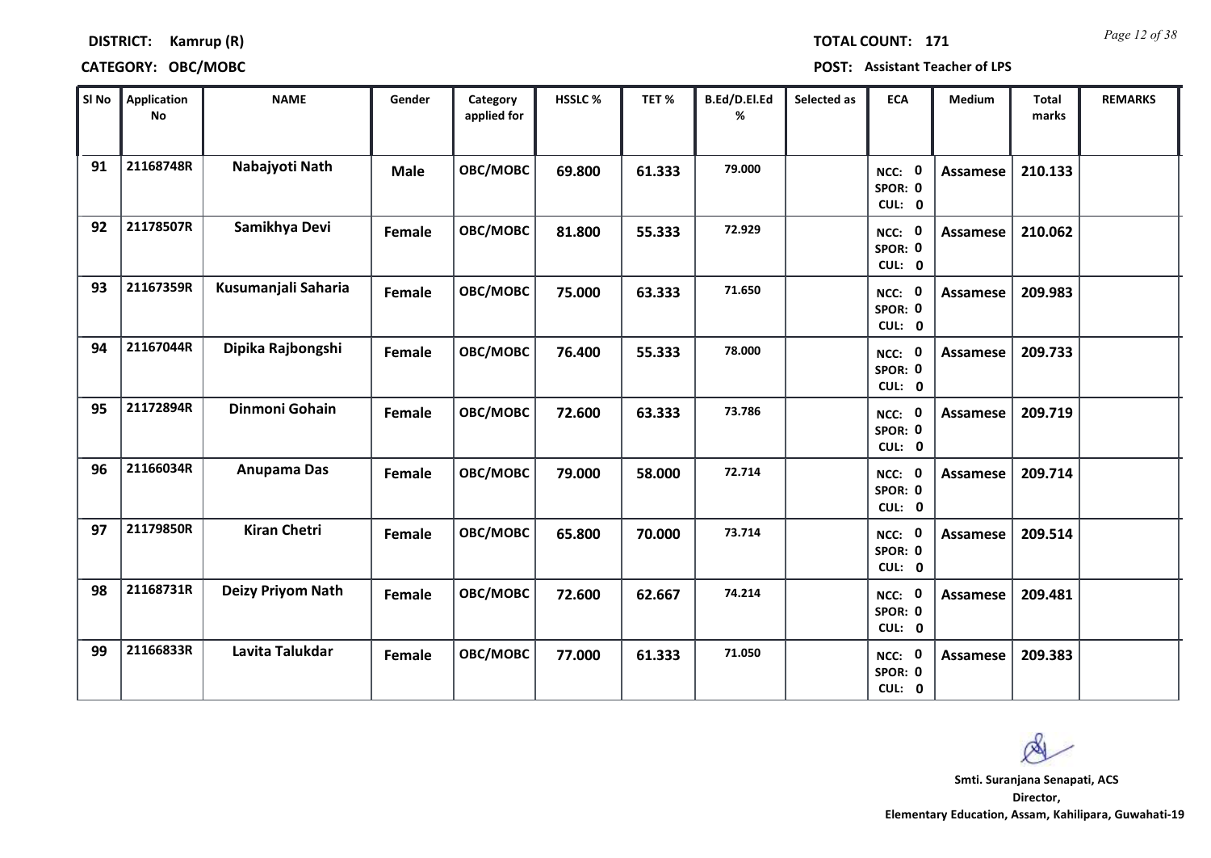**DISTRICT:** Kamrup (R)

**TOTAL COUNT:** 171

**CATEGORY:** OBC/MOBC

**POST:** Assistant Teacher of LPS

| Sl No | Application No | NAME | Gender | Category applied for | HSSLC % | TET % | B.Ed/D.El.Ed % | Selected as | ECA | Medium | Total marks | REMARKS |
|---|---|---|---|---|---|---|---|---|---|---|---|---|
| 91 | 21168748R | Nabajyoti Nath | Male | OBC/MOBC | 69.800 | 61.333 | 79.000 | | NCC: 0 SPOR: 0 CUL: 0 | Assamese | 210.133 | |
| 92 | 21178507R | Samikhya Devi | Female | OBC/MOBC | 81.800 | 55.333 | 72.929 | | NCC: 0 SPOR: 0 CUL: 0 | Assamese | 210.062 | |
| 93 | 21167359R | Kusumanjali Saharia | Female | OBC/MOBC | 75.000 | 63.333 | 71.650 | | NCC: 0 SPOR: 0 CUL: 0 | Assamese | 209.983 | |
| 94 | 21167044R | Dipika Rajbongshi | Female | OBC/MOBC | 76.400 | 55.333 | 78.000 | | NCC: 0 SPOR: 0 CUL: 0 | Assamese | 209.733 | |
| 95 | 21172894R | Dinmoni Gohain | Female | OBC/MOBC | 72.600 | 63.333 | 73.786 | | NCC: 0 SPOR: 0 CUL: 0 | Assamese | 209.719 | |
| 96 | 21166034R | Anupama Das | Female | OBC/MOBC | 79.000 | 58.000 | 72.714 | | NCC: 0 SPOR: 0 CUL: 0 | Assamese | 209.714 | |
| 97 | 21179850R | Kiran Chetri | Female | OBC/MOBC | 65.800 | 70.000 | 73.714 | | NCC: 0 SPOR: 0 CUL: 0 | Assamese | 209.514 | |
| 98 | 21168731R | Deizy Priyom Nath | Female | OBC/MOBC | 72.600 | 62.667 | 74.214 | | NCC: 0 SPOR: 0 CUL: 0 | Assamese | 209.481 | |
| 99 | 21166833R | Lavita Talukdar | Female | OBC/MOBC | 77.000 | 61.333 | 71.050 | | NCC: 0 SPOR: 0 CUL: 0 | Assamese | 209.383 | |

**Smti. Suranjana Senapati, ACS**
**Director,**
**Elementary Education, Assam, Kahilipara, Guwahati-19**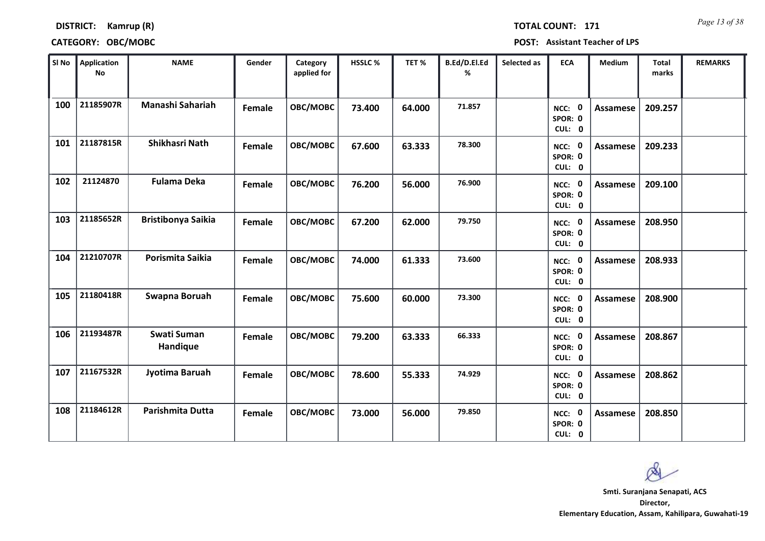**DISTRICT: Kamrup (R)**

**TOTAL COUNT: 171**

**CATEGORY: OBC/MOBC**

**POST: Assistant Teacher of LPS**

| Sl No | Application No | NAME | Gender | Category applied for | HSSLC % | TET % | B.Ed/D.El.Ed % | Selected as | ECA | Medium | Total marks | REMARKS |
|---|---|---|---|---|---|---|---|---|---|---|---|---|
| 100 | 21185907R | Manashi Sahariah | Female | OBC/MOBC | 73.400 | 64.000 | 71.857 | | NCC: 0 SPOR: 0 CUL: 0 | Assamese | 209.257 | |
| 101 | 21187815R | Shikhasri Nath | Female | OBC/MOBC | 67.600 | 63.333 | 78.300 | | NCC: 0 SPOR: 0 CUL: 0 | Assamese | 209.233 | |
| 102 | 21124870 | Fulama Deka | Female | OBC/MOBC | 76.200 | 56.000 | 76.900 | | NCC: 0 SPOR: 0 CUL: 0 | Assamese | 209.100 | |
| 103 | 21185652R | Bristibonya Saikia | Female | OBC/MOBC | 67.200 | 62.000 | 79.750 | | NCC: 0 SPOR: 0 CUL: 0 | Assamese | 208.950 | |
| 104 | 21210707R | Porismita Saikia | Female | OBC/MOBC | 74.000 | 61.333 | 73.600 | | NCC: 0 SPOR: 0 CUL: 0 | Assamese | 208.933 | |
| 105 | 21180418R | Swapna Boruah | Female | OBC/MOBC | 75.600 | 60.000 | 73.300 | | NCC: 0 SPOR: 0 CUL: 0 | Assamese | 208.900 | |
| 106 | 21193487R | Swati Suman Handique | Female | OBC/MOBC | 79.200 | 63.333 | 66.333 | | NCC: 0 SPOR: 0 CUL: 0 | Assamese | 208.867 | |
| 107 | 21167532R | Jyotima Baruah | Female | OBC/MOBC | 78.600 | 55.333 | 74.929 | | NCC: 0 SPOR: 0 CUL: 0 | Assamese | 208.862 | |
| 108 | 21184612R | Parishmita Dutta | Female | OBC/MOBC | 73.000 | 56.000 | 79.850 | | NCC: 0 SPOR: 0 CUL: 0 | Assamese | 208.850 | |

**Smti. Suranjana Senapati, ACS**
**Director,**
**Elementary Education, Assam, Kahilipara, Guwahati-19**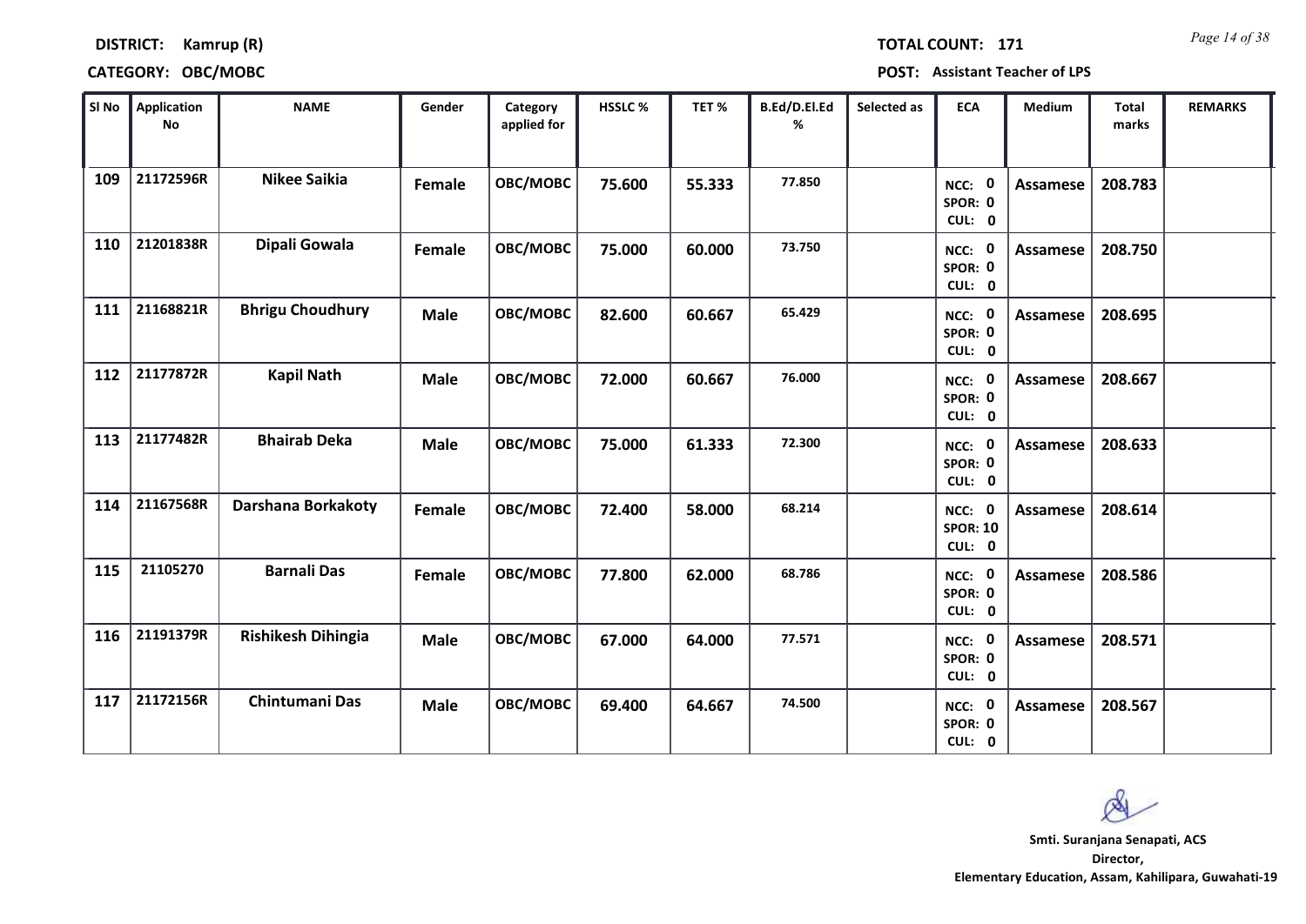**DISTRICT: Kamrup (R)**

**CATEGORY: OBC/MOBC**

**TOTAL COUNT: 171**

**POST: Assistant Teacher of LPS**

| Sl No | Application No | NAME | Gender | Category applied for | HSSLC % | TET % | B.Ed/D.El.Ed % | Selected as | ECA | Medium | Total marks | REMARKS |
|---|---|---|---|---|---|---|---|---|---|---|---|---|
| 109 | 21172596R | Nikee Saikia | Female | OBC/MOBC | 75.600 | 55.333 | 77.850 | | NCC: 0 SPOR: 0 CUL: 0 | Assamese | 208.783 | |
| 110 | 21201838R | Dipali Gowala | Female | OBC/MOBC | 75.000 | 60.000 | 73.750 | | NCC: 0 SPOR: 0 CUL: 0 | Assamese | 208.750 | |
| 111 | 21168821R | Bhrigu Choudhury | Male | OBC/MOBC | 82.600 | 60.667 | 65.429 | | NCC: 0 SPOR: 0 CUL: 0 | Assamese | 208.695 | |
| 112 | 21177872R | Kapil Nath | Male | OBC/MOBC | 72.000 | 60.667 | 76.000 | | NCC: 0 SPOR: 0 CUL: 0 | Assamese | 208.667 | |
| 113 | 21177482R | Bhairab Deka | Male | OBC/MOBC | 75.000 | 61.333 | 72.300 | | NCC: 0 SPOR: 0 CUL: 0 | Assamese | 208.633 | |
| 114 | 21167568R | Darshana Borkakoty | Female | OBC/MOBC | 72.400 | 58.000 | 68.214 | | NCC: 0 SPOR: 10 CUL: 0 | Assamese | 208.614 | |
| 115 | 21105270 | Barnali Das | Female | OBC/MOBC | 77.800 | 62.000 | 68.786 | | NCC: 0 SPOR: 0 CUL: 0 | Assamese | 208.586 | |
| 116 | 21191379R | Rishikesh Dihingia | Male | OBC/MOBC | 67.000 | 64.000 | 77.571 | | NCC: 0 SPOR: 0 CUL: 0 | Assamese | 208.571 | |
| 117 | 21172156R | Chintumani Das | Male | OBC/MOBC | 69.400 | 64.667 | 74.500 | | NCC: 0 SPOR: 0 CUL: 0 | Assamese | 208.567 | |

**Smti. Suranjana Senapati, ACS**
**Director,**
**Elementary Education, Assam, Kahilipara, Guwahati-19**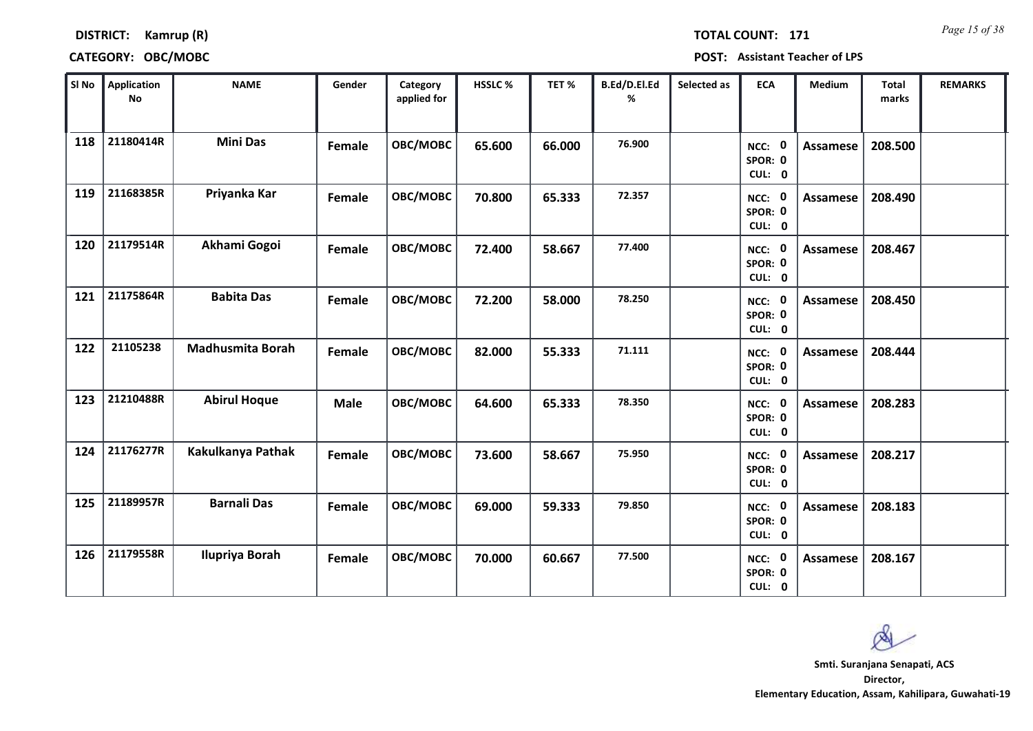**DISTRICT:** Kamrup (R) **TOTAL COUNT:** 171

**CATEGORY:** OBC/MOBC **POST:** Assistant Teacher of LPS

| Sl No | Application No | NAME | Gender | Category applied for | HSSLC % | TET % | B.Ed/D.El.Ed % | Selected as | ECA | Medium | Total marks | REMARKS |
|---|---|---|---|---|---|---|---|---|---|---|---|---|
| 118 | 21180414R | Mini Das | Female | OBC/MOBC | 65.600 | 66.000 | 76.900 | | NCC: 0 SPOR: 0 CUL: 0 | Assamese | 208.500 | |
| 119 | 21168385R | Priyanka Kar | Female | OBC/MOBC | 70.800 | 65.333 | 72.357 | | NCC: 0 SPOR: 0 CUL: 0 | Assamese | 208.490 | |
| 120 | 21179514R | Akhami Gogoi | Female | OBC/MOBC | 72.400 | 58.667 | 77.400 | | NCC: 0 SPOR: 0 CUL: 0 | Assamese | 208.467 | |
| 121 | 21175864R | Babita Das | Female | OBC/MOBC | 72.200 | 58.000 | 78.250 | | NCC: 0 SPOR: 0 CUL: 0 | Assamese | 208.450 | |
| 122 | 21105238 | Madhusmita Borah | Female | OBC/MOBC | 82.000 | 55.333 | 71.111 | | NCC: 0 SPOR: 0 CUL: 0 | Assamese | 208.444 | |
| 123 | 21210488R | Abirul Hoque | Male | OBC/MOBC | 64.600 | 65.333 | 78.350 | | NCC: 0 SPOR: 0 CUL: 0 | Assamese | 208.283 | |
| 124 | 21176277R | Kakulkanya Pathak | Female | OBC/MOBC | 73.600 | 58.667 | 75.950 | | NCC: 0 SPOR: 0 CUL: 0 | Assamese | 208.217 | |
| 125 | 21189957R | Barnali Das | Female | OBC/MOBC | 69.000 | 59.333 | 79.850 | | NCC: 0 SPOR: 0 CUL: 0 | Assamese | 208.183 | |
| 126 | 21179558R | Ilupriya Borah | Female | OBC/MOBC | 70.000 | 60.667 | 77.500 | | NCC: 0 SPOR: 0 CUL: 0 | Assamese | 208.167 | |

**Smti. Suranjana Senapati, ACS**
**Director,**
**Elementary Education, Assam, Kahilipara, Guwahati-19**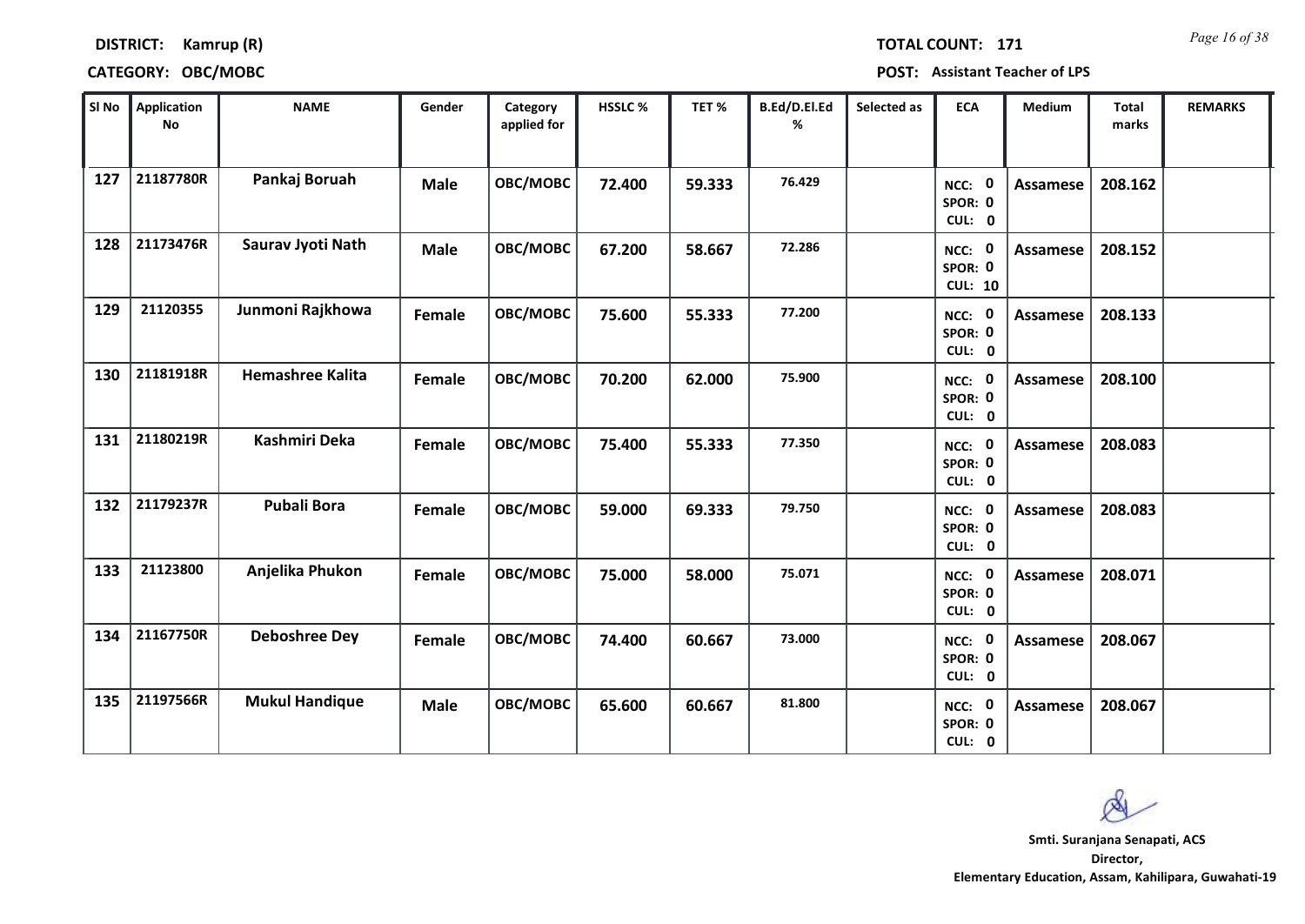**DISTRICT: Kamrup (R)**

**TOTAL COUNT: 171**

**CATEGORY: OBC/MOBC**

**POST: Assistant Teacher of LPS**

| Sl No | Application No | NAME | Gender | Category applied for | HSSLC % | TET % | B.Ed/D.El.Ed % | Selected as | ECA | Medium | Total marks | REMARKS |
|---|---|---|---|---|---|---|---|---|---|---|---|---|
| 127 | 21187780R | Pankaj Boruah | Male | OBC/MOBC | 72.400 | 59.333 | 76.429 | | NCC: 0 SPOR: 0 CUL: 0 | Assamese | 208.162 | |
| 128 | 21173476R | Saurav Jyoti Nath | Male | OBC/MOBC | 67.200 | 58.667 | 72.286 | | NCC: 0 SPOR: 0 CUL: 10 | Assamese | 208.152 | |
| 129 | 21120355 | Junmoni Rajkhowa | Female | OBC/MOBC | 75.600 | 55.333 | 77.200 | | NCC: 0 SPOR: 0 CUL: 0 | Assamese | 208.133 | |
| 130 | 21181918R | Hemashree Kalita | Female | OBC/MOBC | 70.200 | 62.000 | 75.900 | | NCC: 0 SPOR: 0 CUL: 0 | Assamese | 208.100 | |
| 131 | 21180219R | Kashmiri Deka | Female | OBC/MOBC | 75.400 | 55.333 | 77.350 | | NCC: 0 SPOR: 0 CUL: 0 | Assamese | 208.083 | |
| 132 | 21179237R | Pubali Bora | Female | OBC/MOBC | 59.000 | 69.333 | 79.750 | | NCC: 0 SPOR: 0 CUL: 0 | Assamese | 208.083 | |
| 133 | 21123800 | Anjelika Phukon | Female | OBC/MOBC | 75.000 | 58.000 | 75.071 | | NCC: 0 SPOR: 0 CUL: 0 | Assamese | 208.071 | |
| 134 | 21167750R | Deboshree Dey | Female | OBC/MOBC | 74.400 | 60.667 | 73.000 | | NCC: 0 SPOR: 0 CUL: 0 | Assamese | 208.067 | |
| 135 | 21197566R | Mukul Handique | Male | OBC/MOBC | 65.600 | 60.667 | 81.800 | | NCC: 0 SPOR: 0 CUL: 0 | Assamese | 208.067 | |

**Smti. Suranjana Senapati, ACS**
**Director,**
**Elementary Education, Assam, Kahilipara, Guwahati-19**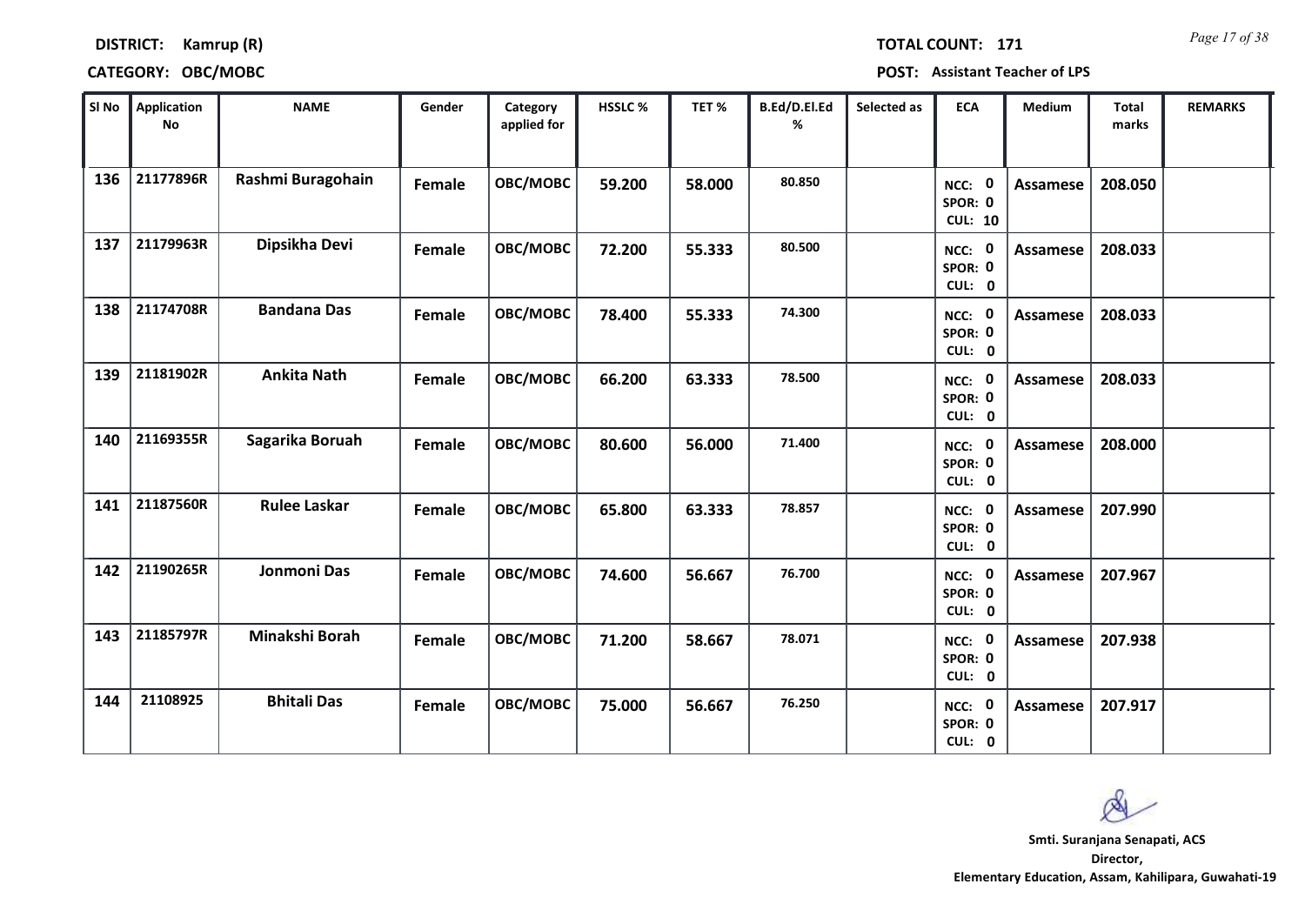**DISTRICT: Kamrup (R)** **TOTAL COUNT: 171**

**CATEGORY: OBC/MOBC** **POST: Assistant Teacher of LPS**

| Sl No | Application No | NAME | Gender | Category applied for | HSSLC % | TET % | B.Ed/D.El.Ed % | Selected as | ECA | Medium | Total marks | REMARKS |
|---|---|---|---|---|---|---|---|---|---|---|---|---|
| 136 | 21177896R | Rashmi Buragohain | Female | OBC/MOBC | 59.200 | 58.000 | 80.850 | | NCC: 0 SPOR: 0 CUL: 10 | Assamese | 208.050 | |
| 137 | 21179963R | Dipsikha Devi | Female | OBC/MOBC | 72.200 | 55.333 | 80.500 | | NCC: 0 SPOR: 0 CUL: 0 | Assamese | 208.033 | |
| 138 | 21174708R | Bandana Das | Female | OBC/MOBC | 78.400 | 55.333 | 74.300 | | NCC: 0 SPOR: 0 CUL: 0 | Assamese | 208.033 | |
| 139 | 21181902R | Ankita Nath | Female | OBC/MOBC | 66.200 | 63.333 | 78.500 | | NCC: 0 SPOR: 0 CUL: 0 | Assamese | 208.033 | |
| 140 | 21169355R | Sagarika Boruah | Female | OBC/MOBC | 80.600 | 56.000 | 71.400 | | NCC: 0 SPOR: 0 CUL: 0 | Assamese | 208.000 | |
| 141 | 21187560R | Rulee Laskar | Female | OBC/MOBC | 65.800 | 63.333 | 78.857 | | NCC: 0 SPOR: 0 CUL: 0 | Assamese | 207.990 | |
| 142 | 21190265R | Jonmoni Das | Female | OBC/MOBC | 74.600 | 56.667 | 76.700 | | NCC: 0 SPOR: 0 CUL: 0 | Assamese | 207.967 | |
| 143 | 21185797R | Minakshi Borah | Female | OBC/MOBC | 71.200 | 58.667 | 78.071 | | NCC: 0 SPOR: 0 CUL: 0 | Assamese | 207.938 | |
| 144 | 21108925 | Bhitali Das | Female | OBC/MOBC | 75.000 | 56.667 | 76.250 | | NCC: 0 SPOR: 0 CUL: 0 | Assamese | 207.917 | |

**Smti. Suranjana Senapati, ACS**
**Director,**
**Elementary Education, Assam, Kahilipara, Guwahati-19**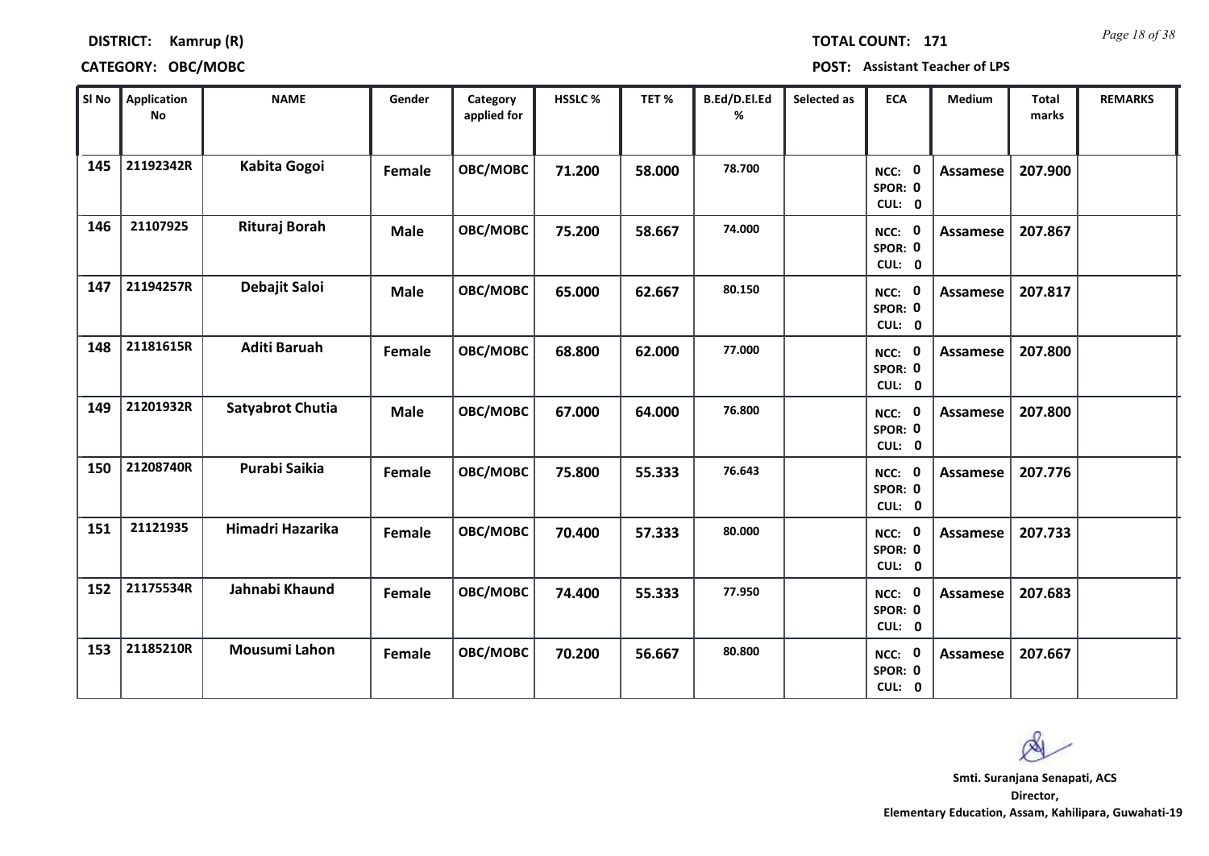**DISTRICT: Kamrup (R)** **TOTAL COUNT: 171**

**CATEGORY: OBC/MOBC** **POST: Assistant Teacher of LPS**

| Sl No | Application No | NAME | Gender | Category applied for | HSSLC % | TET % | B.Ed/D.El.Ed % | Selected as | ECA | Medium | Total marks | REMARKS |
|---|---|---|---|---|---|---|---|---|---|---|---|---|
| 145 | 21192342R | Kabita Gogoi | Female | OBC/MOBC | 71.200 | 58.000 | 78.700 | | NCC: 0 SPOR: 0 CUL: 0 | Assamese | 207.900 | |
| 146 | 21107925 | Rituraj Borah | Male | OBC/MOBC | 75.200 | 58.667 | 74.000 | | NCC: 0 SPOR: 0 CUL: 0 | Assamese | 207.867 | |
| 147 | 21194257R | Debajit Saloi | Male | OBC/MOBC | 65.000 | 62.667 | 80.150 | | NCC: 0 SPOR: 0 CUL: 0 | Assamese | 207.817 | |
| 148 | 21181615R | Aditi Baruah | Female | OBC/MOBC | 68.800 | 62.000 | 77.000 | | NCC: 0 SPOR: 0 CUL: 0 | Assamese | 207.800 | |
| 149 | 21201932R | Satyabrot Chutia | Male | OBC/MOBC | 67.000 | 64.000 | 76.800 | | NCC: 0 SPOR: 0 CUL: 0 | Assamese | 207.800 | |
| 150 | 21208740R | Purabi Saikia | Female | OBC/MOBC | 75.800 | 55.333 | 76.643 | | NCC: 0 SPOR: 0 CUL: 0 | Assamese | 207.776 | |
| 151 | 21121935 | Himadri Hazarika | Female | OBC/MOBC | 70.400 | 57.333 | 80.000 | | NCC: 0 SPOR: 0 CUL: 0 | Assamese | 207.733 | |
| 152 | 21175534R | Jahnabi Khaund | Female | OBC/MOBC | 74.400 | 55.333 | 77.950 | | NCC: 0 SPOR: 0 CUL: 0 | Assamese | 207.683 | |
| 153 | 21185210R | Mousumi Lahon | Female | OBC/MOBC | 70.200 | 56.667 | 80.800 | | NCC: 0 SPOR: 0 CUL: 0 | Assamese | 207.667 | |

**Smti. Suranjana Senapati, ACS**
**Director,**
**Elementary Education, Assam, Kahilipara, Guwahati-19**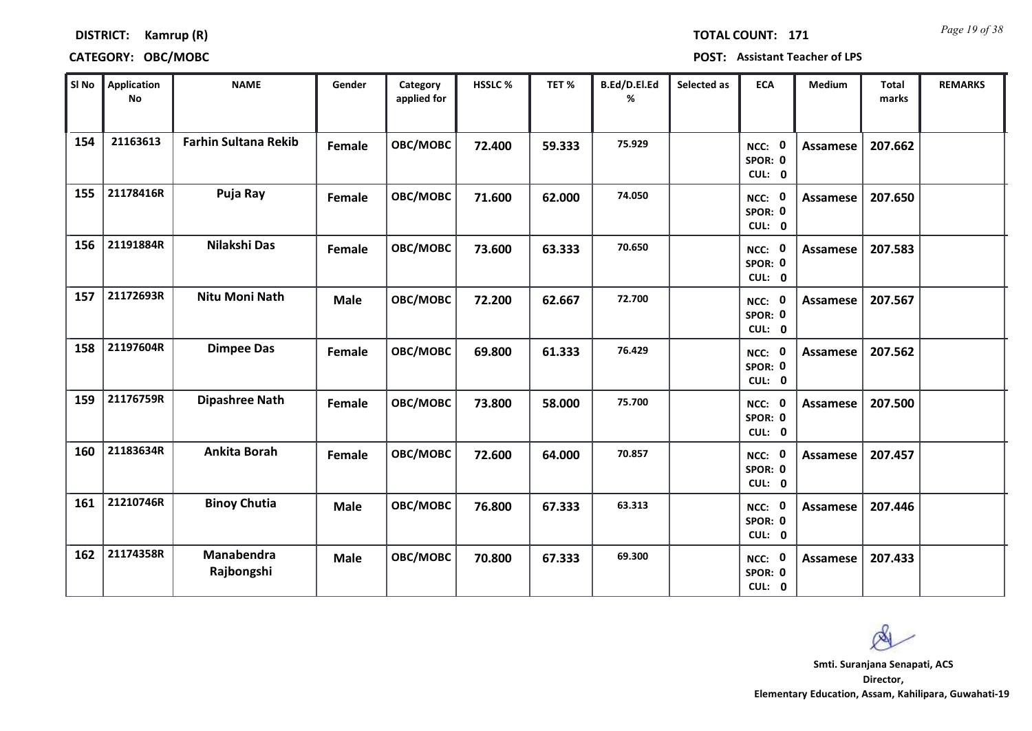**DISTRICT: Kamrup (R)**

**TOTAL COUNT: 171**

**CATEGORY: OBC/MOBC**

**POST: Assistant Teacher of LPS**

| Sl No | Application No | NAME | Gender | Category applied for | HSSLC % | TET % | B.Ed/D.El.Ed % | Selected as | ECA | Medium | Total marks | REMARKS |
|---|---|---|---|---|---|---|---|---|---|---|---|---|
| 154 | 21163613 | Farhin Sultana Rekib | Female | OBC/MOBC | 72.400 | 59.333 | 75.929 | | NCC: 0 SPOR: 0 CUL: 0 | Assamese | 207.662 | |
| 155 | 21178416R | Puja Ray | Female | OBC/MOBC | 71.600 | 62.000 | 74.050 | | NCC: 0 SPOR: 0 CUL: 0 | Assamese | 207.650 | |
| 156 | 21191884R | Nilakshi Das | Female | OBC/MOBC | 73.600 | 63.333 | 70.650 | | NCC: 0 SPOR: 0 CUL: 0 | Assamese | 207.583 | |
| 157 | 21172693R | Nitu Moni Nath | Male | OBC/MOBC | 72.200 | 62.667 | 72.700 | | NCC: 0 SPOR: 0 CUL: 0 | Assamese | 207.567 | |
| 158 | 21197604R | Dimpee Das | Female | OBC/MOBC | 69.800 | 61.333 | 76.429 | | NCC: 0 SPOR: 0 CUL: 0 | Assamese | 207.562 | |
| 159 | 21176759R | Dipashree Nath | Female | OBC/MOBC | 73.800 | 58.000 | 75.700 | | NCC: 0 SPOR: 0 CUL: 0 | Assamese | 207.500 | |
| 160 | 21183634R | Ankita Borah | Female | OBC/MOBC | 72.600 | 64.000 | 70.857 | | NCC: 0 SPOR: 0 CUL: 0 | Assamese | 207.457 | |
| 161 | 21210746R | Binoy Chutia | Male | OBC/MOBC | 76.800 | 67.333 | 63.313 | | NCC: 0 SPOR: 0 CUL: 0 | Assamese | 207.446 | |
| 162 | 21174358R | Manabendra Rajbongshi | Male | OBC/MOBC | 70.800 | 67.333 | 69.300 | | NCC: 0 SPOR: 0 CUL: 0 | Assamese | 207.433 | |

**Smti. Suranjana Senapati, ACS**
**Director,**
**Elementary Education, Assam, Kahilipara, Guwahati-19**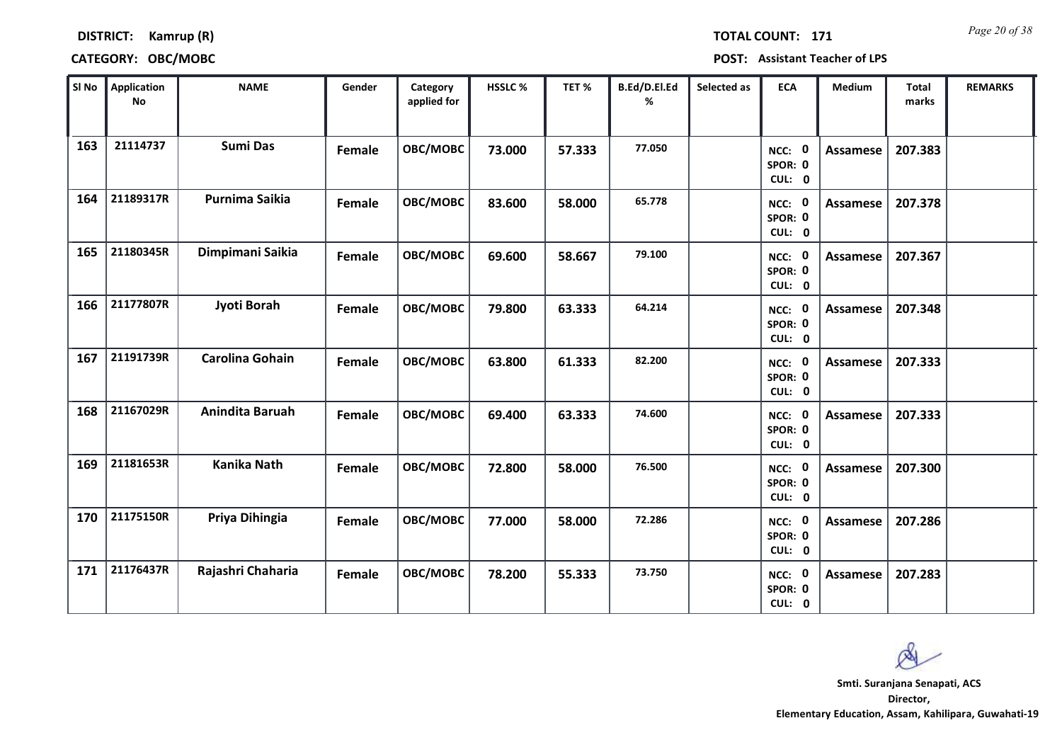**DISTRICT: Kamrup (R)**

**TOTAL COUNT: 171**

**CATEGORY: OBC/MOBC**

**POST: Assistant Teacher of LPS**

| Sl No | Application No | NAME | Gender | Category applied for | HSSLC % | TET % | B.Ed/D.El.Ed % | Selected as | ECA | Medium | Total marks | REMARKS |
|---|---|---|---|---|---|---|---|---|---|---|---|---|
| 163 | 21114737 | Sumi Das | Female | OBC/MOBC | 73.000 | 57.333 | 77.050 | | NCC: 0 SPOR: 0 CUL: 0 | Assamese | 207.383 | |
| 164 | 21189317R | Purnima Saikia | Female | OBC/MOBC | 83.600 | 58.000 | 65.778 | | NCC: 0 SPOR: 0 CUL: 0 | Assamese | 207.378 | |
| 165 | 21180345R | Dimpimani Saikia | Female | OBC/MOBC | 69.600 | 58.667 | 79.100 | | NCC: 0 SPOR: 0 CUL: 0 | Assamese | 207.367 | |
| 166 | 21177807R | Jyoti Borah | Female | OBC/MOBC | 79.800 | 63.333 | 64.214 | | NCC: 0 SPOR: 0 CUL: 0 | Assamese | 207.348 | |
| 167 | 21191739R | Carolina Gohain | Female | OBC/MOBC | 63.800 | 61.333 | 82.200 | | NCC: 0 SPOR: 0 CUL: 0 | Assamese | 207.333 | |
| 168 | 21167029R | Anindita Baruah | Female | OBC/MOBC | 69.400 | 63.333 | 74.600 | | NCC: 0 SPOR: 0 CUL: 0 | Assamese | 207.333 | |
| 169 | 21181653R | Kanika Nath | Female | OBC/MOBC | 72.800 | 58.000 | 76.500 | | NCC: 0 SPOR: 0 CUL: 0 | Assamese | 207.300 | |
| 170 | 21175150R | Priya Dihingia | Female | OBC/MOBC | 77.000 | 58.000 | 72.286 | | NCC: 0 SPOR: 0 CUL: 0 | Assamese | 207.286 | |
| 171 | 21176437R | Rajashri Chaharia | Female | OBC/MOBC | 78.200 | 55.333 | 73.750 | | NCC: 0 SPOR: 0 CUL: 0 | Assamese | 207.283 | |

**Smti. Suranjana Senapati, ACS**
**Director,**
**Elementary Education, Assam, Kahilipara, Guwahati-19**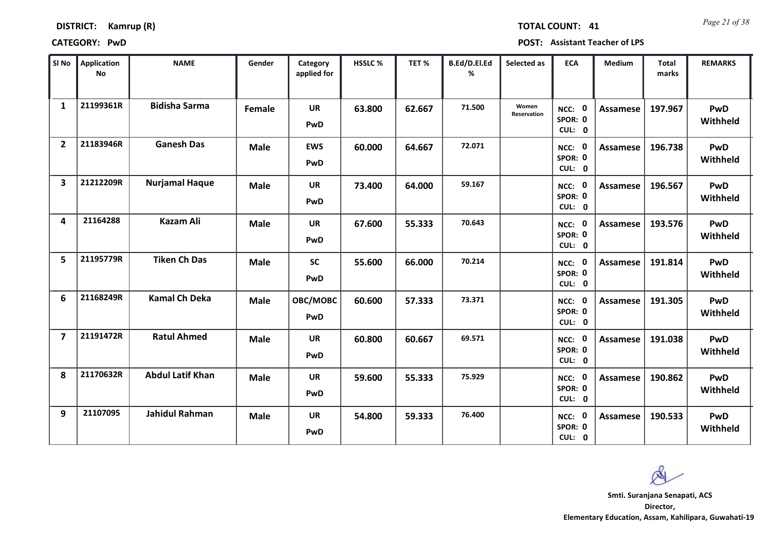**DISTRICT: Kamrup (R)** **TOTAL COUNT: 41**

**CATEGORY: PwD** **POST: Assistant Teacher of LPS**

| Sl No | Application No | NAME | Gender | Category applied for | HSSLC % | TET % | B.Ed/D.El.Ed % | Selected as | ECA | Medium | Total marks | REMARKS |
|---|---|---|---|---|---|---|---|---|---|---|---|---|
| 1 | 21199361R | Bidisha Sarma | Female | UR PwD | 63.800 | 62.667 | 71.500 | Women Reservation | NCC: 0 SPOR: 0 CUL: 0 | Assamese | 197.967 | PwD Withheld |
| 2 | 21183946R | Ganesh Das | Male | EWS PwD | 60.000 | 64.667 | 72.071 | | NCC: 0 SPOR: 0 CUL: 0 | Assamese | 196.738 | PwD Withheld |
| 3 | 21212209R | Nurjamal Haque | Male | UR PwD | 73.400 | 64.000 | 59.167 | | NCC: 0 SPOR: 0 CUL: 0 | Assamese | 196.567 | PwD Withheld |
| 4 | 21164288 | Kazam Ali | Male | UR PwD | 67.600 | 55.333 | 70.643 | | NCC: 0 SPOR: 0 CUL: 0 | Assamese | 193.576 | PwD Withheld |
| 5 | 21195779R | Tiken Ch Das | Male | SC PwD | 55.600 | 66.000 | 70.214 | | NCC: 0 SPOR: 0 CUL: 0 | Assamese | 191.814 | PwD Withheld |
| 6 | 21168249R | Kamal Ch Deka | Male | OBC/MOBC PwD | 60.600 | 57.333 | 73.371 | | NCC: 0 SPOR: 0 CUL: 0 | Assamese | 191.305 | PwD Withheld |
| 7 | 21191472R | Ratul Ahmed | Male | UR PwD | 60.800 | 60.667 | 69.571 | | NCC: 0 SPOR: 0 CUL: 0 | Assamese | 191.038 | PwD Withheld |
| 8 | 21170632R | Abdul Latif Khan | Male | UR PwD | 59.600 | 55.333 | 75.929 | | NCC: 0 SPOR: 0 CUL: 0 | Assamese | 190.862 | PwD Withheld |
| 9 | 21107095 | Jahidul Rahman | Male | UR PwD | 54.800 | 59.333 | 76.400 | | NCC: 0 SPOR: 0 CUL: 0 | Assamese | 190.533 | PwD Withheld |

**Smti. Suranjana Senapati, ACS**
**Director,**
**Elementary Education, Assam, Kahilipara, Guwahati-19**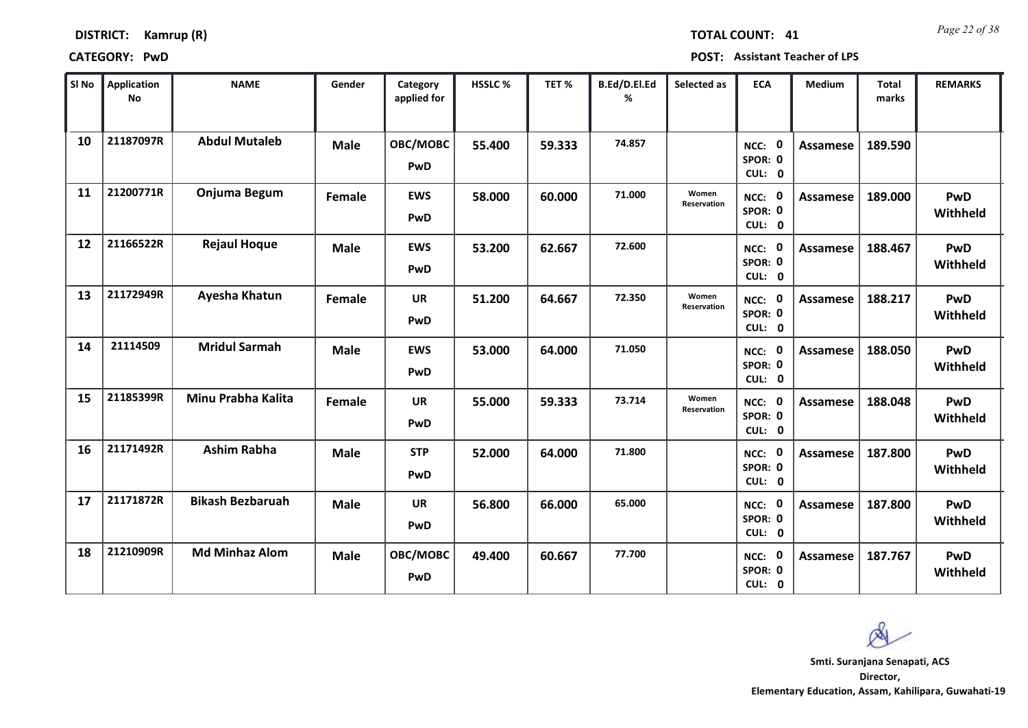**DISTRICT: Kamrup (R)** **TOTAL COUNT: 41**

**CATEGORY: PwD** **POST: Assistant Teacher of LPS**

| Sl No | Application No | NAME | Gender | Category applied for | HSSLC % | TET % | B.Ed/D.El.Ed % | Selected as | ECA | Medium | Total marks | REMARKS |
|---|---|---|---|---|---|---|---|---|---|---|---|---|
| 10 | 21187097R | Abdul Mutaleb | Male | OBC/MOBC PwD | 55.400 | 59.333 | 74.857 | | NCC: 0 SPOR: 0 CUL: 0 | Assamese | 189.590 | |
| 11 | 21200771R | Onjuma Begum | Female | EWS PwD | 58.000 | 60.000 | 71.000 | Women Reservation | NCC: 0 SPOR: 0 CUL: 0 | Assamese | 189.000 | PwD Withheld |
| 12 | 21166522R | Rejaul Hoque | Male | EWS PwD | 53.200 | 62.667 | 72.600 | | NCC: 0 SPOR: 0 CUL: 0 | Assamese | 188.467 | PwD Withheld |
| 13 | 21172949R | Ayesha Khatun | Female | UR PwD | 51.200 | 64.667 | 72.350 | Women Reservation | NCC: 0 SPOR: 0 CUL: 0 | Assamese | 188.217 | PwD Withheld |
| 14 | 21114509 | Mridul Sarmah | Male | EWS PwD | 53.000 | 64.000 | 71.050 | | NCC: 0 SPOR: 0 CUL: 0 | Assamese | 188.050 | PwD Withheld |
| 15 | 21185399R | Minu Prabha Kalita | Female | UR PwD | 55.000 | 59.333 | 73.714 | Women Reservation | NCC: 0 SPOR: 0 CUL: 0 | Assamese | 188.048 | PwD Withheld |
| 16 | 21171492R | Ashim Rabha | Male | STP PwD | 52.000 | 64.000 | 71.800 | | NCC: 0 SPOR: 0 CUL: 0 | Assamese | 187.800 | PwD Withheld |
| 17 | 21171872R | Bikash Bezbaruah | Male | UR PwD | 56.800 | 66.000 | 65.000 | | NCC: 0 SPOR: 0 CUL: 0 | Assamese | 187.800 | PwD Withheld |
| 18 | 21210909R | Md Minhaz Alom | Male | OBC/MOBC PwD | 49.400 | 60.667 | 77.700 | | NCC: 0 SPOR: 0 CUL: 0 | Assamese | 187.767 | PwD Withheld |

**Smti. Suranjana Senapati, ACS**
**Director,**
**Elementary Education, Assam, Kahilipara, Guwahati-19**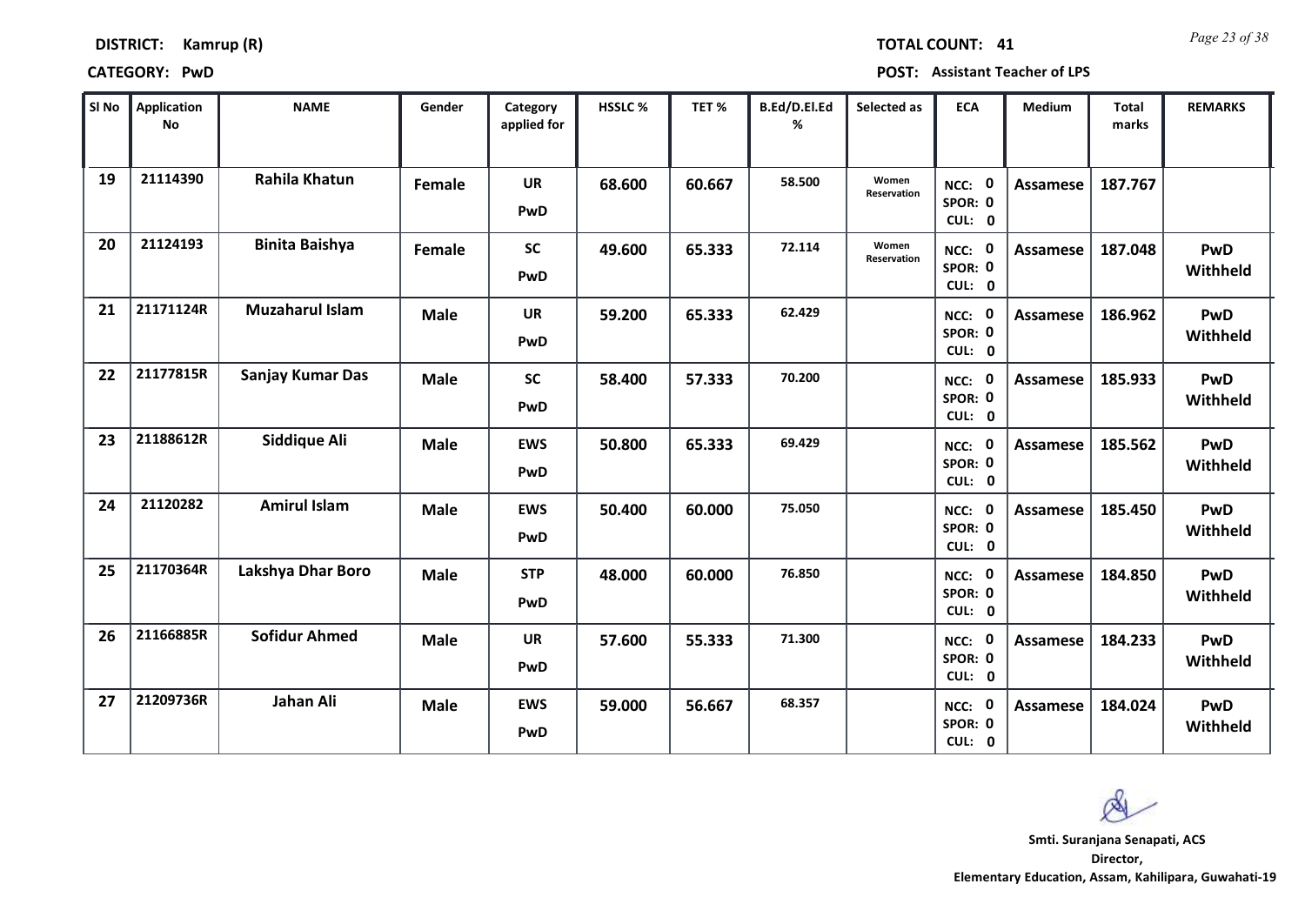**DISTRICT:** Kamrup (R) **TOTAL COUNT:** 41

**CATEGORY:** PwD **POST:** Assistant Teacher of LPS

| Sl No | Application No | NAME | Gender | Category applied for | HSSLC % | TET % | B.Ed/D.El.Ed % | Selected as | ECA | Medium | Total marks | REMARKS |
|---|---|---|---|---|---|---|---|---|---|---|---|---|
| 19 | 21114390 | Rahila Khatun | Female | UR PwD | 68.600 | 60.667 | 58.500 | Women Reservation | NCC: 0 SPOR: 0 CUL: 0 | Assamese | 187.767 | |
| 20 | 21124193 | Binita Baishya | Female | SC PwD | 49.600 | 65.333 | 72.114 | Women Reservation | NCC: 0 SPOR: 0 CUL: 0 | Assamese | 187.048 | PwD Withheld |
| 21 | 21171124R | Muzaharul Islam | Male | UR PwD | 59.200 | 65.333 | 62.429 | | NCC: 0 SPOR: 0 CUL: 0 | Assamese | 186.962 | PwD Withheld |
| 22 | 21177815R | Sanjay Kumar Das | Male | SC PwD | 58.400 | 57.333 | 70.200 | | NCC: 0 SPOR: 0 CUL: 0 | Assamese | 185.933 | PwD Withheld |
| 23 | 21188612R | Siddique Ali | Male | EWS PwD | 50.800 | 65.333 | 69.429 | | NCC: 0 SPOR: 0 CUL: 0 | Assamese | 185.562 | PwD Withheld |
| 24 | 21120282 | Amirul Islam | Male | EWS PwD | 50.400 | 60.000 | 75.050 | | NCC: 0 SPOR: 0 CUL: 0 | Assamese | 185.450 | PwD Withheld |
| 25 | 21170364R | Lakshya Dhar Boro | Male | STP PwD | 48.000 | 60.000 | 76.850 | | NCC: 0 SPOR: 0 CUL: 0 | Assamese | 184.850 | PwD Withheld |
| 26 | 21166885R | Sofidur Ahmed | Male | UR PwD | 57.600 | 55.333 | 71.300 | | NCC: 0 SPOR: 0 CUL: 0 | Assamese | 184.233 | PwD Withheld |
| 27 | 21209736R | Jahan Ali | Male | EWS PwD | 59.000 | 56.667 | 68.357 | | NCC: 0 SPOR: 0 CUL: 0 | Assamese | 184.024 | PwD Withheld |

**Smti. Suranjana Senapati, ACS**
**Director,**
**Elementary Education, Assam, Kahilipara, Guwahati-19**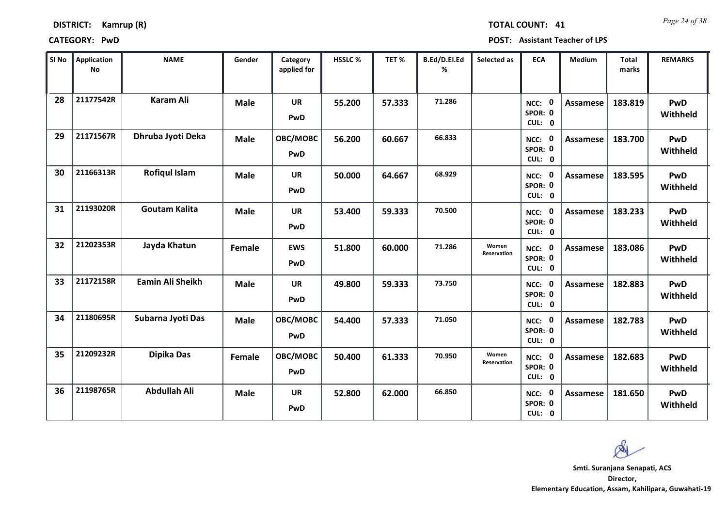**DISTRICT: Kamrup (R)** **TOTAL COUNT: 41**

**CATEGORY: PwD** **POST: Assistant Teacher of LPS**

| Sl No | Application No | NAME | Gender | Category applied for | HSSLC % | TET % | B.Ed/D.El.Ed % | Selected as | ECA | Medium | Total marks | REMARKS |
|---|---|---|---|---|---|---|---|---|---|---|---|---|
| 28 | 21177542R | Karam Ali | Male | UR PwD | 55.200 | 57.333 | 71.286 | | NCC: 0 SPOR: 0 CUL: 0 | Assamese | 183.819 | PwD Withheld |
| 29 | 21171567R | Dhruba Jyoti Deka | Male | OBC/MOBC PwD | 56.200 | 60.667 | 66.833 | | NCC: 0 SPOR: 0 CUL: 0 | Assamese | 183.700 | PwD Withheld |
| 30 | 21166313R | Rofiqul Islam | Male | UR PwD | 50.000 | 64.667 | 68.929 | | NCC: 0 SPOR: 0 CUL: 0 | Assamese | 183.595 | PwD Withheld |
| 31 | 21193020R | Goutam Kalita | Male | UR PwD | 53.400 | 59.333 | 70.500 | | NCC: 0 SPOR: 0 CUL: 0 | Assamese | 183.233 | PwD Withheld |
| 32 | 21202353R | Jayda Khatun | Female | EWS PwD | 51.800 | 60.000 | 71.286 | Women Reservation | NCC: 0 SPOR: 0 CUL: 0 | Assamese | 183.086 | PwD Withheld |
| 33 | 21172158R | Eamin Ali Sheikh | Male | UR PwD | 49.800 | 59.333 | 73.750 | | NCC: 0 SPOR: 0 CUL: 0 | Assamese | 182.883 | PwD Withheld |
| 34 | 21180695R | Subarna Jyoti Das | Male | OBC/MOBC PwD | 54.400 | 57.333 | 71.050 | | NCC: 0 SPOR: 0 CUL: 0 | Assamese | 182.783 | PwD Withheld |
| 35 | 21209232R | Dipika Das | Female | OBC/MOBC PwD | 50.400 | 61.333 | 70.950 | Women Reservation | NCC: 0 SPOR: 0 CUL: 0 | Assamese | 182.683 | PwD Withheld |
| 36 | 21198765R | Abdullah Ali | Male | UR PwD | 52.800 | 62.000 | 66.850 | | NCC: 0 SPOR: 0 CUL: 0 | Assamese | 181.650 | PwD Withheld |

**Smti. Suranjana Senapati, ACS**
**Director,**
**Elementary Education, Assam, Kahilipara, Guwahati-19**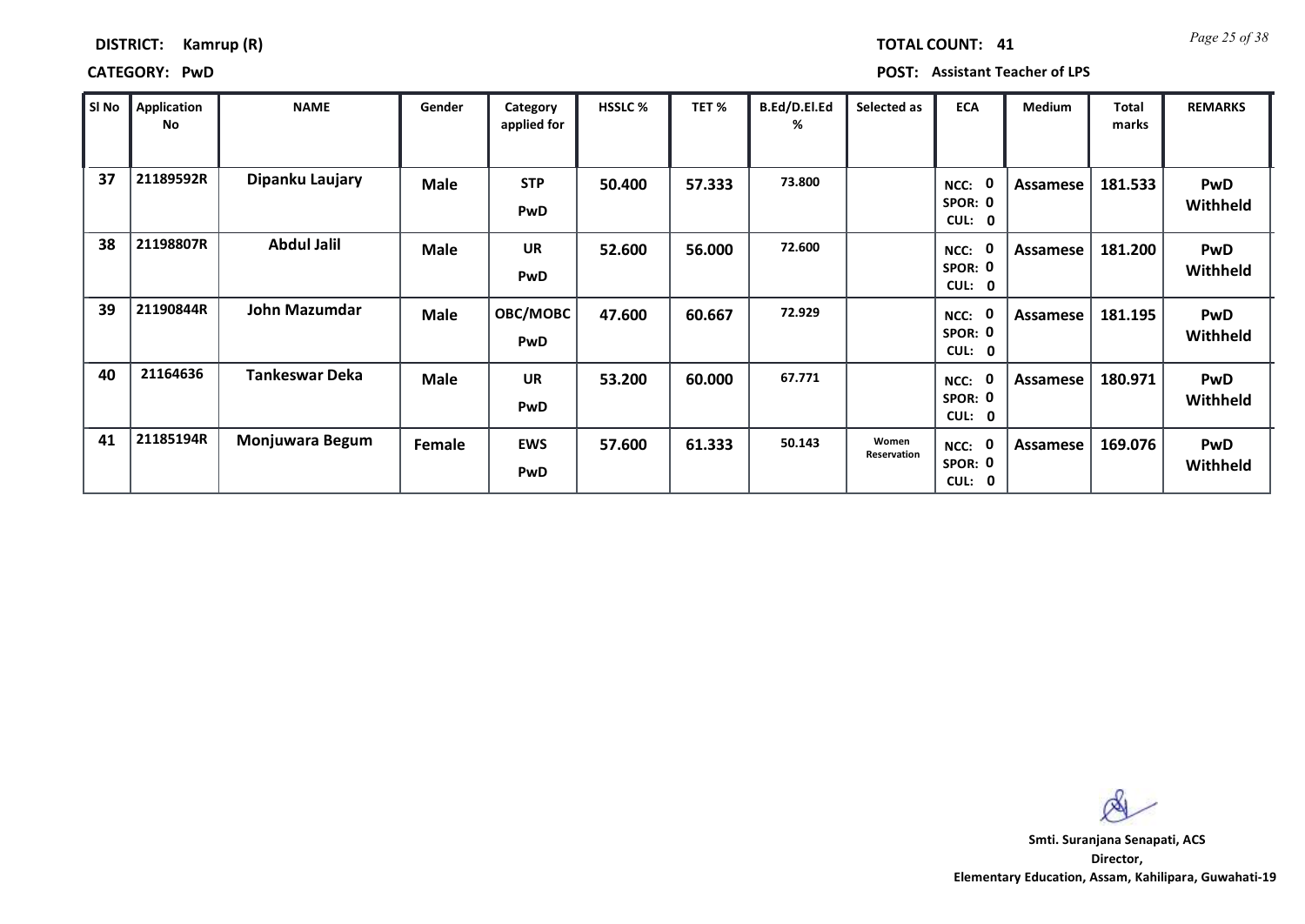**DISTRICT:** Kamrup (R)  **TOTAL COUNT:** 41

**CATEGORY:** PwD  **POST:** Assistant Teacher of LPS

| Sl No | Application No | NAME | Gender | Category applied for | HSSLC % | TET % | B.Ed/D.El.Ed % | Selected as | ECA | Medium | Total marks | REMARKS |
|---|---|---|---|---|---|---|---|---|---|---|---|---|
| 37 | 21189592R | Dipanku Laujary | Male | STP PwD | 50.400 | 57.333 | 73.800 | | NCC: 0 SPOR: 0 CUL: 0 | Assamese | 181.533 | PwD Withheld |
| 38 | 21198807R | Abdul Jalil | Male | UR PwD | 52.600 | 56.000 | 72.600 | | NCC: 0 SPOR: 0 CUL: 0 | Assamese | 181.200 | PwD Withheld |
| 39 | 21190844R | John Mazumdar | Male | OBC/MOBC PwD | 47.600 | 60.667 | 72.929 | | NCC: 0 SPOR: 0 CUL: 0 | Assamese | 181.195 | PwD Withheld |
| 40 | 21164636 | Tankeswar Deka | Male | UR PwD | 53.200 | 60.000 | 67.771 | | NCC: 0 SPOR: 0 CUL: 0 | Assamese | 180.971 | PwD Withheld |
| 41 | 21185194R | Monjuwara Begum | Female | EWS PwD | 57.600 | 61.333 | 50.143 | Women Reservation | NCC: 0 SPOR: 0 CUL: 0 | Assamese | 169.076 | PwD Withheld |

**Smti. Suranjana Senapati, ACS**
**Director,**
**Elementary Education, Assam, Kahilipara, Guwahati-19**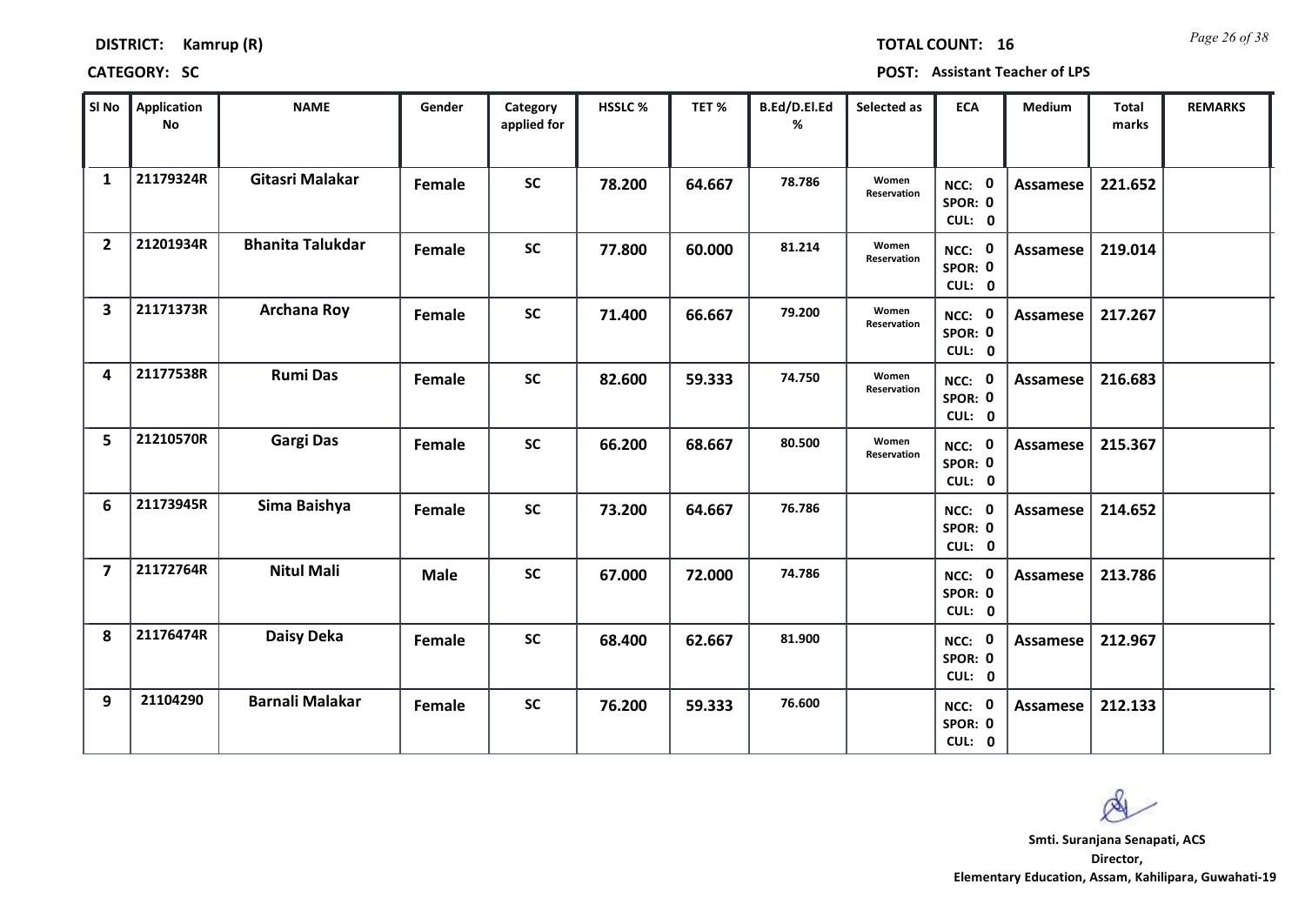**DISTRICT:** Kamrup (R) **TOTAL COUNT:** 16

**CATEGORY:** SC **POST:** Assistant Teacher of LPS

| Sl No | Application No | NAME | Gender | Category applied for | HSSLC % | TET % | B.Ed/D.El.Ed % | Selected as | ECA | Medium | Total marks | REMARKS |
|---|---|---|---|---|---|---|---|---|---|---|---|---|
| 1 | 21179324R | Gitasri Malakar | Female | SC | 78.200 | 64.667 | 78.786 | Women Reservation | NCC: 0 SPOR: 0 CUL: 0 | Assamese | 221.652 | |
| 2 | 21201934R | Bhanita Talukdar | Female | SC | 77.800 | 60.000 | 81.214 | Women Reservation | NCC: 0 SPOR: 0 CUL: 0 | Assamese | 219.014 | |
| 3 | 21171373R | Archana Roy | Female | SC | 71.400 | 66.667 | 79.200 | Women Reservation | NCC: 0 SPOR: 0 CUL: 0 | Assamese | 217.267 | |
| 4 | 21177538R | Rumi Das | Female | SC | 82.600 | 59.333 | 74.750 | Women Reservation | NCC: 0 SPOR: 0 CUL: 0 | Assamese | 216.683 | |
| 5 | 21210570R | Gargi Das | Female | SC | 66.200 | 68.667 | 80.500 | Women Reservation | NCC: 0 SPOR: 0 CUL: 0 | Assamese | 215.367 | |
| 6 | 21173945R | Sima Baishya | Female | SC | 73.200 | 64.667 | 76.786 | | NCC: 0 SPOR: 0 CUL: 0 | Assamese | 214.652 | |
| 7 | 21172764R | Nitul Mali | Male | SC | 67.000 | 72.000 | 74.786 | | NCC: 0 SPOR: 0 CUL: 0 | Assamese | 213.786 | |
| 8 | 21176474R | Daisy Deka | Female | SC | 68.400 | 62.667 | 81.900 | | NCC: 0 SPOR: 0 CUL: 0 | Assamese | 212.967 | |
| 9 | 21104290 | Barnali Malakar | Female | SC | 76.200 | 59.333 | 76.600 | | NCC: 0 SPOR: 0 CUL: 0 | Assamese | 212.133 | |

**Smti. Suranjana Senapati, ACS**
**Director,**
**Elementary Education, Assam, Kahilipara, Guwahati-19**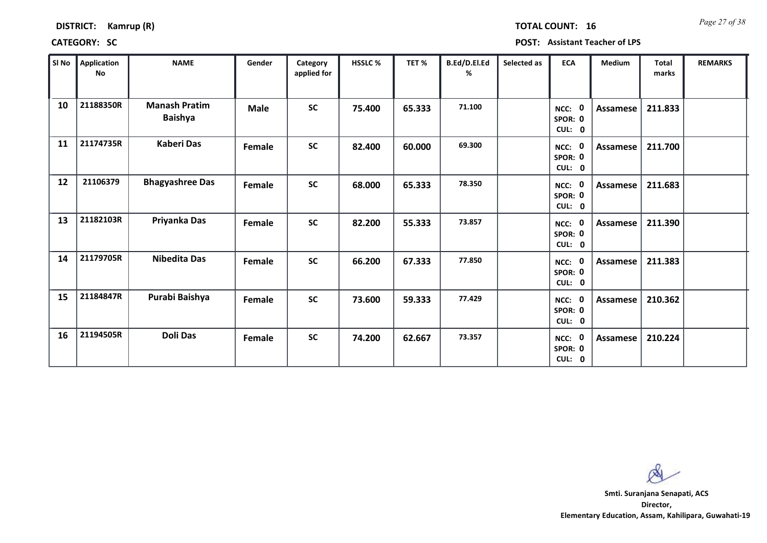**DISTRICT:** Kamrup (R)　　　　**TOTAL COUNT:** 16

**CATEGORY:** SC　　　　**POST:** Assistant Teacher of LPS

| Sl No | Application No | NAME | Gender | Category applied for | HSSLC % | TET % | B.Ed/D.El.Ed % | Selected as | ECA | Medium | Total marks | REMARKS |
|---|---|---|---|---|---|---|---|---|---|---|---|---|
| 10 | 21188350R | Manash Pratim Baishya | Male | SC | 75.400 | 65.333 | 71.100 | | NCC: 0 SPOR: 0 CUL: 0 | Assamese | 211.833 | |
| 11 | 21174735R | Kaberi Das | Female | SC | 82.400 | 60.000 | 69.300 | | NCC: 0 SPOR: 0 CUL: 0 | Assamese | 211.700 | |
| 12 | 21106379 | Bhagyashree Das | Female | SC | 68.000 | 65.333 | 78.350 | | NCC: 0 SPOR: 0 CUL: 0 | Assamese | 211.683 | |
| 13 | 21182103R | Priyanka Das | Female | SC | 82.200 | 55.333 | 73.857 | | NCC: 0 SPOR: 0 CUL: 0 | Assamese | 211.390 | |
| 14 | 21179705R | Nibedita Das | Female | SC | 66.200 | 67.333 | 77.850 | | NCC: 0 SPOR: 0 CUL: 0 | Assamese | 211.383 | |
| 15 | 21184847R | Purabi Baishya | Female | SC | 73.600 | 59.333 | 77.429 | | NCC: 0 SPOR: 0 CUL: 0 | Assamese | 210.362 | |
| 16 | 21194505R | Doli Das | Female | SC | 74.200 | 62.667 | 73.357 | | NCC: 0 SPOR: 0 CUL: 0 | Assamese | 210.224 | |

**Smti. Suranjana Senapati, ACS**
**Director,**
**Elementary Education, Assam, Kahilipara, Guwahati-19**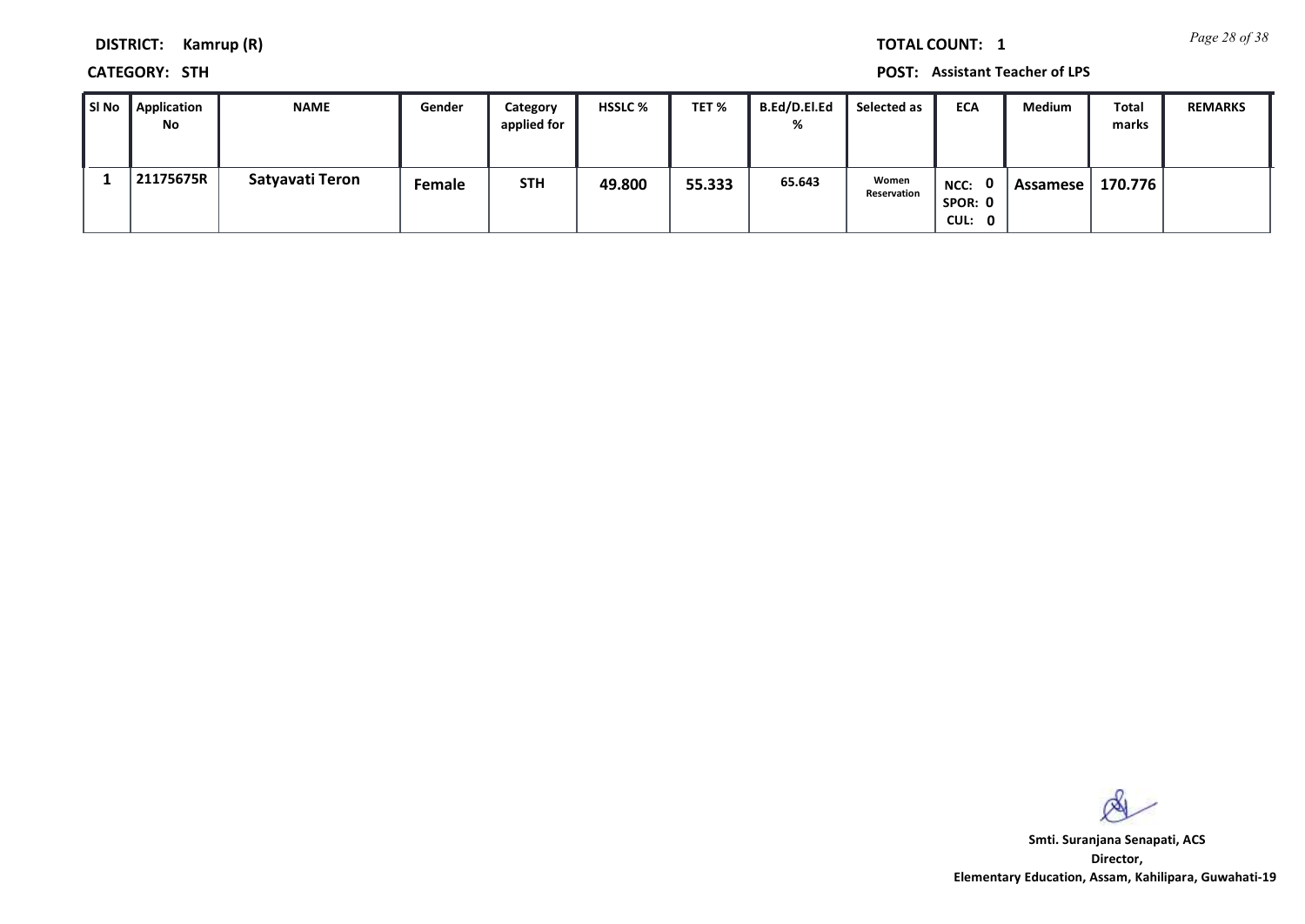**DISTRICT:** Kamrup (R)

**TOTAL COUNT:** 1

**CATEGORY:** STH

**POST:** Assistant Teacher of LPS

| Sl No | Application No | NAME | Gender | Category applied for | HSSLC % | TET % | B.Ed/D.El.Ed % | Selected as | ECA | Medium | Total marks | REMARKS |
|---|---|---|---|---|---|---|---|---|---|---|---|---|
| 1 | 21175675R | Satyavati Teron | Female | STH | 49.800 | 55.333 | 65.643 | Women Reservation | NCC: 0 SPOR: 0 CUL: 0 | Assamese | 170.776 | |

**Smti. Suranjana Senapati, ACS**
**Director,**
**Elementary Education, Assam, Kahilipara, Guwahati-19**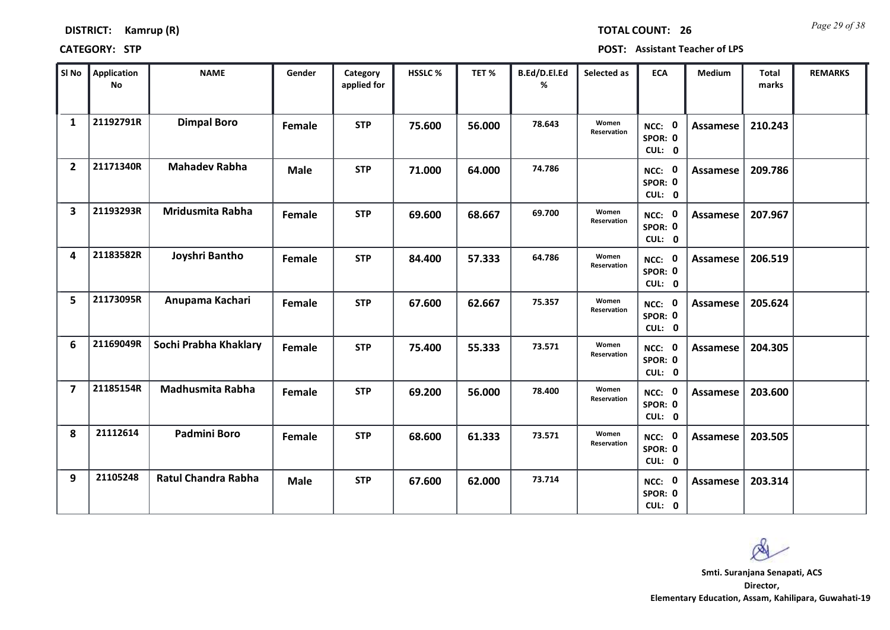**DISTRICT:** Kamrup (R) **TOTAL COUNT:** 26

**CATEGORY:** STP **POST:** Assistant Teacher of LPS

| Sl No | Application No | NAME | Gender | Category applied for | HSSLC % | TET % | B.Ed/D.El.Ed % | Selected as | ECA | Medium | Total marks | REMARKS |
|---|---|---|---|---|---|---|---|---|---|---|---|---|
| 1 | 21192791R | Dimpal Boro | Female | STP | 75.600 | 56.000 | 78.643 | Women Reservation | NCC: 0 SPOR: 0 CUL: 0 | Assamese | 210.243 | |
| 2 | 21171340R | Mahadev Rabha | Male | STP | 71.000 | 64.000 | 74.786 | | NCC: 0 SPOR: 0 CUL: 0 | Assamese | 209.786 | |
| 3 | 21193293R | Mridusmita Rabha | Female | STP | 69.600 | 68.667 | 69.700 | Women Reservation | NCC: 0 SPOR: 0 CUL: 0 | Assamese | 207.967 | |
| 4 | 21183582R | Joyshri Bantho | Female | STP | 84.400 | 57.333 | 64.786 | Women Reservation | NCC: 0 SPOR: 0 CUL: 0 | Assamese | 206.519 | |
| 5 | 21173095R | Anupama Kachari | Female | STP | 67.600 | 62.667 | 75.357 | Women Reservation | NCC: 0 SPOR: 0 CUL: 0 | Assamese | 205.624 | |
| 6 | 21169049R | Sochi Prabha Khaklary | Female | STP | 75.400 | 55.333 | 73.571 | Women Reservation | NCC: 0 SPOR: 0 CUL: 0 | Assamese | 204.305 | |
| 7 | 21185154R | Madhusmita Rabha | Female | STP | 69.200 | 56.000 | 78.400 | Women Reservation | NCC: 0 SPOR: 0 CUL: 0 | Assamese | 203.600 | |
| 8 | 21112614 | Padmini Boro | Female | STP | 68.600 | 61.333 | 73.571 | Women Reservation | NCC: 0 SPOR: 0 CUL: 0 | Assamese | 203.505 | |
| 9 | 21105248 | Ratul Chandra Rabha | Male | STP | 67.600 | 62.000 | 73.714 | | NCC: 0 SPOR: 0 CUL: 0 | Assamese | 203.314 | |

**Smti. Suranjana Senapati, ACS**
**Director,**
**Elementary Education, Assam, Kahilipara, Guwahati-19**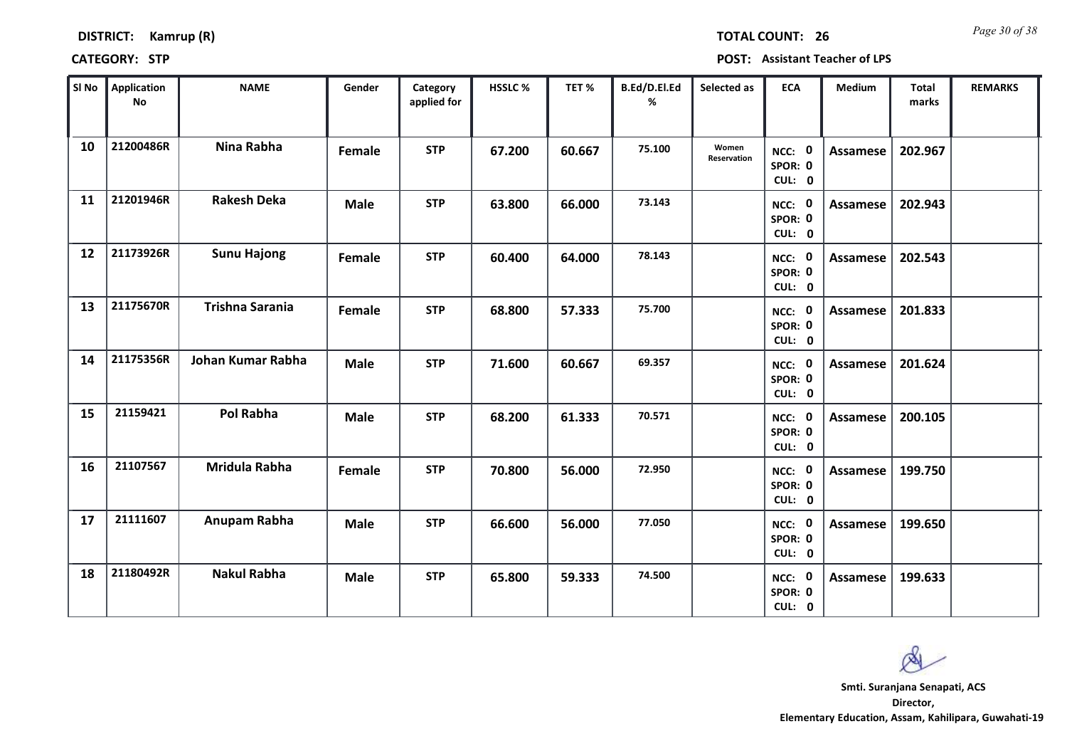**DISTRICT:** Kamrup (R) **TOTAL COUNT:** 26

**CATEGORY:** STP **POST:** Assistant Teacher of LPS

| Sl No | Application No | NAME | Gender | Category applied for | HSSLC % | TET % | B.Ed/D.El.Ed % | Selected as | ECA | Medium | Total marks | REMARKS |
|---|---|---|---|---|---|---|---|---|---|---|---|---|
| 10 | 21200486R | Nina Rabha | Female | STP | 67.200 | 60.667 | 75.100 | Women Reservation | NCC: 0 SPOR: 0 CUL: 0 | Assamese | 202.967 | |
| 11 | 21201946R | Rakesh Deka | Male | STP | 63.800 | 66.000 | 73.143 | | NCC: 0 SPOR: 0 CUL: 0 | Assamese | 202.943 | |
| 12 | 21173926R | Sunu Hajong | Female | STP | 60.400 | 64.000 | 78.143 | | NCC: 0 SPOR: 0 CUL: 0 | Assamese | 202.543 | |
| 13 | 21175670R | Trishna Sarania | Female | STP | 68.800 | 57.333 | 75.700 | | NCC: 0 SPOR: 0 CUL: 0 | Assamese | 201.833 | |
| 14 | 21175356R | Johan Kumar Rabha | Male | STP | 71.600 | 60.667 | 69.357 | | NCC: 0 SPOR: 0 CUL: 0 | Assamese | 201.624 | |
| 15 | 21159421 | Pol Rabha | Male | STP | 68.200 | 61.333 | 70.571 | | NCC: 0 SPOR: 0 CUL: 0 | Assamese | 200.105 | |
| 16 | 21107567 | Mridula Rabha | Female | STP | 70.800 | 56.000 | 72.950 | | NCC: 0 SPOR: 0 CUL: 0 | Assamese | 199.750 | |
| 17 | 21111607 | Anupam Rabha | Male | STP | 66.600 | 56.000 | 77.050 | | NCC: 0 SPOR: 0 CUL: 0 | Assamese | 199.650 | |
| 18 | 21180492R | Nakul Rabha | Male | STP | 65.800 | 59.333 | 74.500 | | NCC: 0 SPOR: 0 CUL: 0 | Assamese | 199.633 | |

**Smti. Suranjana Senapati, ACS**
**Director,**
**Elementary Education, Assam, Kahilipara, Guwahati-19**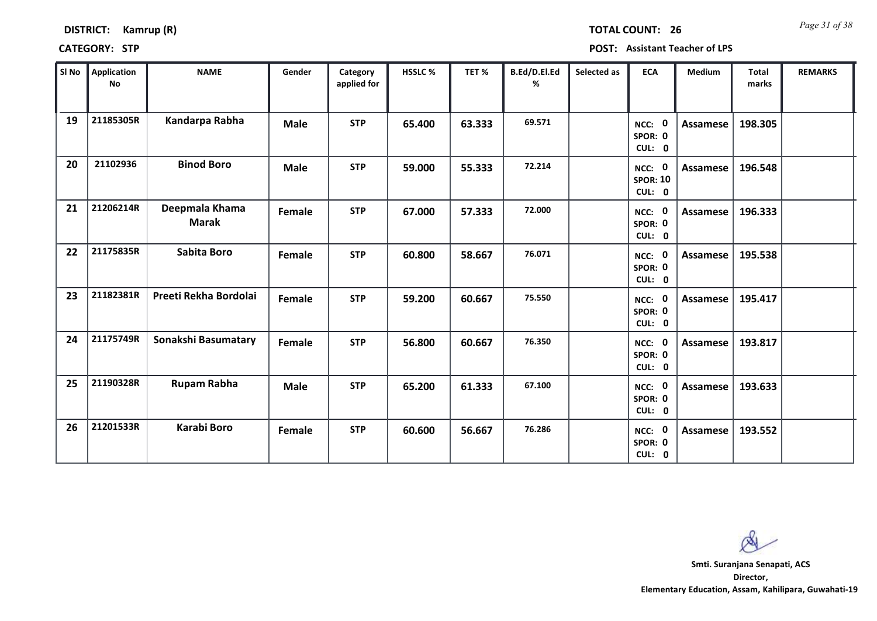**DISTRICT:** Kamrup (R) **TOTAL COUNT:** 26

**CATEGORY:** STP **POST:** Assistant Teacher of LPS

| Sl No | Application No | NAME | Gender | Category applied for | HSSLC % | TET % | B.Ed/D.El.Ed % | Selected as | ECA | Medium | Total marks | REMARKS |
|---|---|---|---|---|---|---|---|---|---|---|---|---|
| 19 | 21185305R | Kandarpa Rabha | Male | STP | 65.400 | 63.333 | 69.571 | | NCC: 0 SPOR: 0 CUL: 0 | Assamese | 198.305 | |
| 20 | 21102936 | Binod Boro | Male | STP | 59.000 | 55.333 | 72.214 | | NCC: 0 SPOR: 10 CUL: 0 | Assamese | 196.548 | |
| 21 | 21206214R | Deepmala Khama Marak | Female | STP | 67.000 | 57.333 | 72.000 | | NCC: 0 SPOR: 0 CUL: 0 | Assamese | 196.333 | |
| 22 | 21175835R | Sabita Boro | Female | STP | 60.800 | 58.667 | 76.071 | | NCC: 0 SPOR: 0 CUL: 0 | Assamese | 195.538 | |
| 23 | 21182381R | Preeti Rekha Bordolai | Female | STP | 59.200 | 60.667 | 75.550 | | NCC: 0 SPOR: 0 CUL: 0 | Assamese | 195.417 | |
| 24 | 21175749R | Sonakshi Basumatary | Female | STP | 56.800 | 60.667 | 76.350 | | NCC: 0 SPOR: 0 CUL: 0 | Assamese | 193.817 | |
| 25 | 21190328R | Rupam Rabha | Male | STP | 65.200 | 61.333 | 67.100 | | NCC: 0 SPOR: 0 CUL: 0 | Assamese | 193.633 | |
| 26 | 21201533R | Karabi Boro | Female | STP | 60.600 | 56.667 | 76.286 | | NCC: 0 SPOR: 0 CUL: 0 | Assamese | 193.552 | |

**Smti. Suranjana Senapati, ACS**
**Director,**
**Elementary Education, Assam, Kahilipara, Guwahati-19**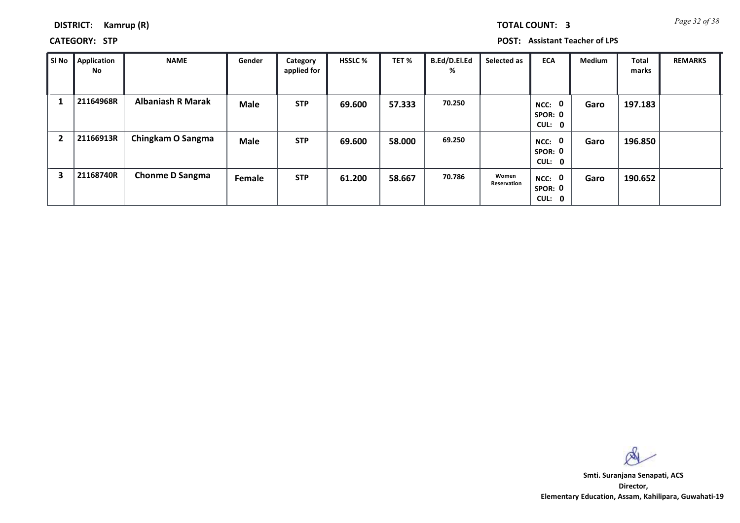**DISTRICT:** Kamrup (R) **TOTAL COUNT:** 3

**CATEGORY:** STP **POST:** Assistant Teacher of LPS

| Sl No | Application No | NAME | Gender | Category applied for | HSSLC % | TET % | B.Ed/D.El.Ed % | Selected as | ECA | Medium | Total marks | REMARKS |
|---|---|---|---|---|---|---|---|---|---|---|---|---|
| 1 | 21164968R | Albaniash R Marak | Male | STP | 69.600 | 57.333 | 70.250 | | NCC: 0 SPOR: 0 CUL: 0 | Garo | 197.183 | |
| 2 | 21166913R | Chingkam O Sangma | Male | STP | 69.600 | 58.000 | 69.250 | | NCC: 0 SPOR: 0 CUL: 0 | Garo | 196.850 | |
| 3 | 21168740R | Chonme D Sangma | Female | STP | 61.200 | 58.667 | 70.786 | Women Reservation | NCC: 0 SPOR: 0 CUL: 0 | Garo | 190.652 | |

**Smti. Suranjana Senapati, ACS**
**Director,**
**Elementary Education, Assam, Kahilipara, Guwahati-19**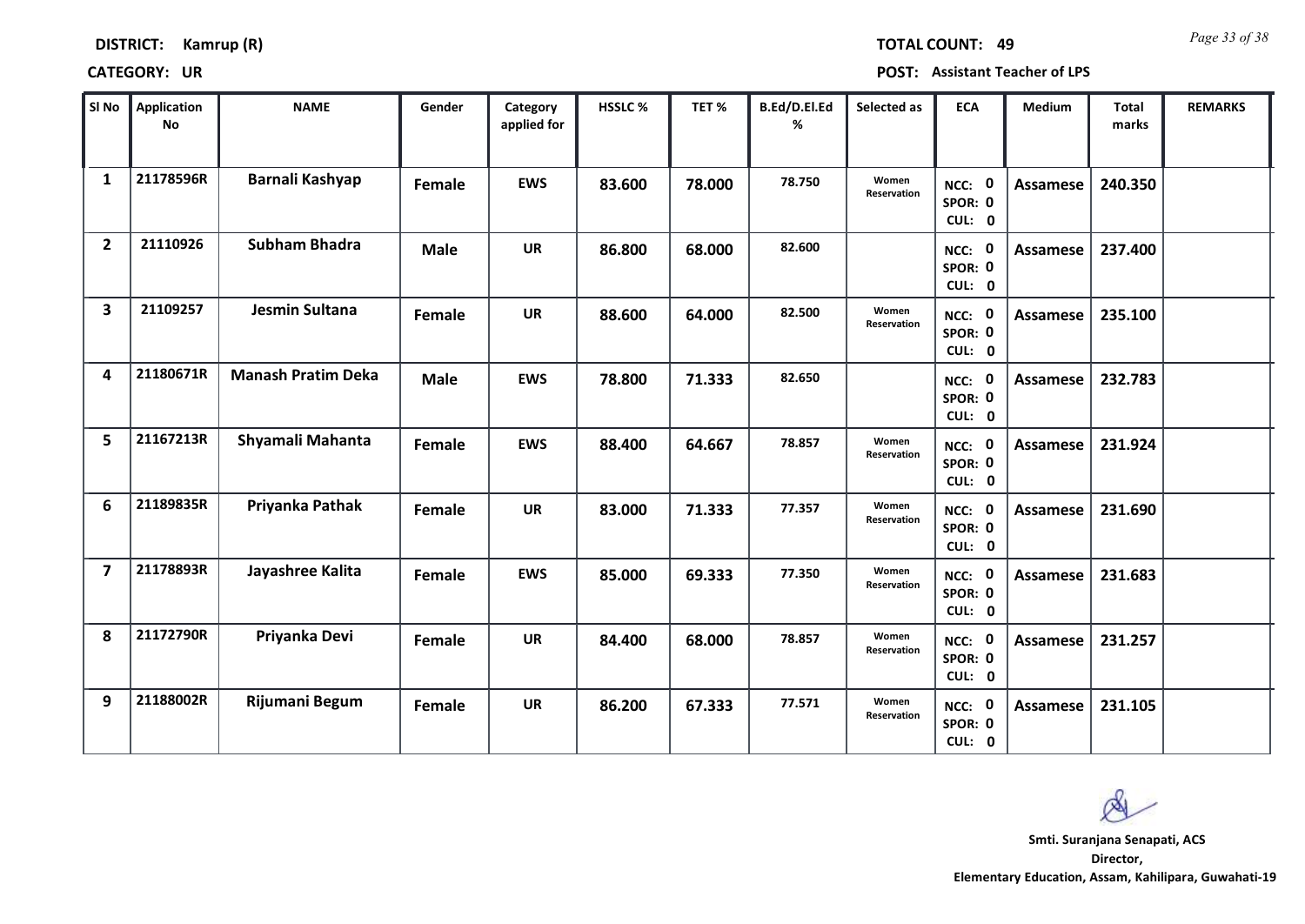**DISTRICT:** Kamrup (R) **TOTAL COUNT:** 49

**CATEGORY:** UR **POST:** Assistant Teacher of LPS

| Sl No | Application No | NAME | Gender | Category applied for | HSSLC % | TET % | B.Ed/D.El.Ed % | Selected as | ECA | Medium | Total marks | REMARKS |
|---|---|---|---|---|---|---|---|---|---|---|---|---|
| 1 | 21178596R | Barnali Kashyap | Female | EWS | 83.600 | 78.000 | 78.750 | Women Reservation | NCC: 0 SPOR: 0 CUL: 0 | Assamese | 240.350 | |
| 2 | 21110926 | Subham Bhadra | Male | UR | 86.800 | 68.000 | 82.600 | | NCC: 0 SPOR: 0 CUL: 0 | Assamese | 237.400 | |
| 3 | 21109257 | Jesmin Sultana | Female | UR | 88.600 | 64.000 | 82.500 | Women Reservation | NCC: 0 SPOR: 0 CUL: 0 | Assamese | 235.100 | |
| 4 | 21180671R | Manash Pratim Deka | Male | EWS | 78.800 | 71.333 | 82.650 | | NCC: 0 SPOR: 0 CUL: 0 | Assamese | 232.783 | |
| 5 | 21167213R | Shyamali Mahanta | Female | EWS | 88.400 | 64.667 | 78.857 | Women Reservation | NCC: 0 SPOR: 0 CUL: 0 | Assamese | 231.924 | |
| 6 | 21189835R | Priyanka Pathak | Female | UR | 83.000 | 71.333 | 77.357 | Women Reservation | NCC: 0 SPOR: 0 CUL: 0 | Assamese | 231.690 | |
| 7 | 21178893R | Jayashree Kalita | Female | EWS | 85.000 | 69.333 | 77.350 | Women Reservation | NCC: 0 SPOR: 0 CUL: 0 | Assamese | 231.683 | |
| 8 | 21172790R | Priyanka Devi | Female | UR | 84.400 | 68.000 | 78.857 | Women Reservation | NCC: 0 SPOR: 0 CUL: 0 | Assamese | 231.257 | |
| 9 | 21188002R | Rijumani Begum | Female | UR | 86.200 | 67.333 | 77.571 | Women Reservation | NCC: 0 SPOR: 0 CUL: 0 | Assamese | 231.105 | |

**Smti. Suranjana Senapati, ACS**
**Director,**
**Elementary Education, Assam, Kahilipara, Guwahati-19**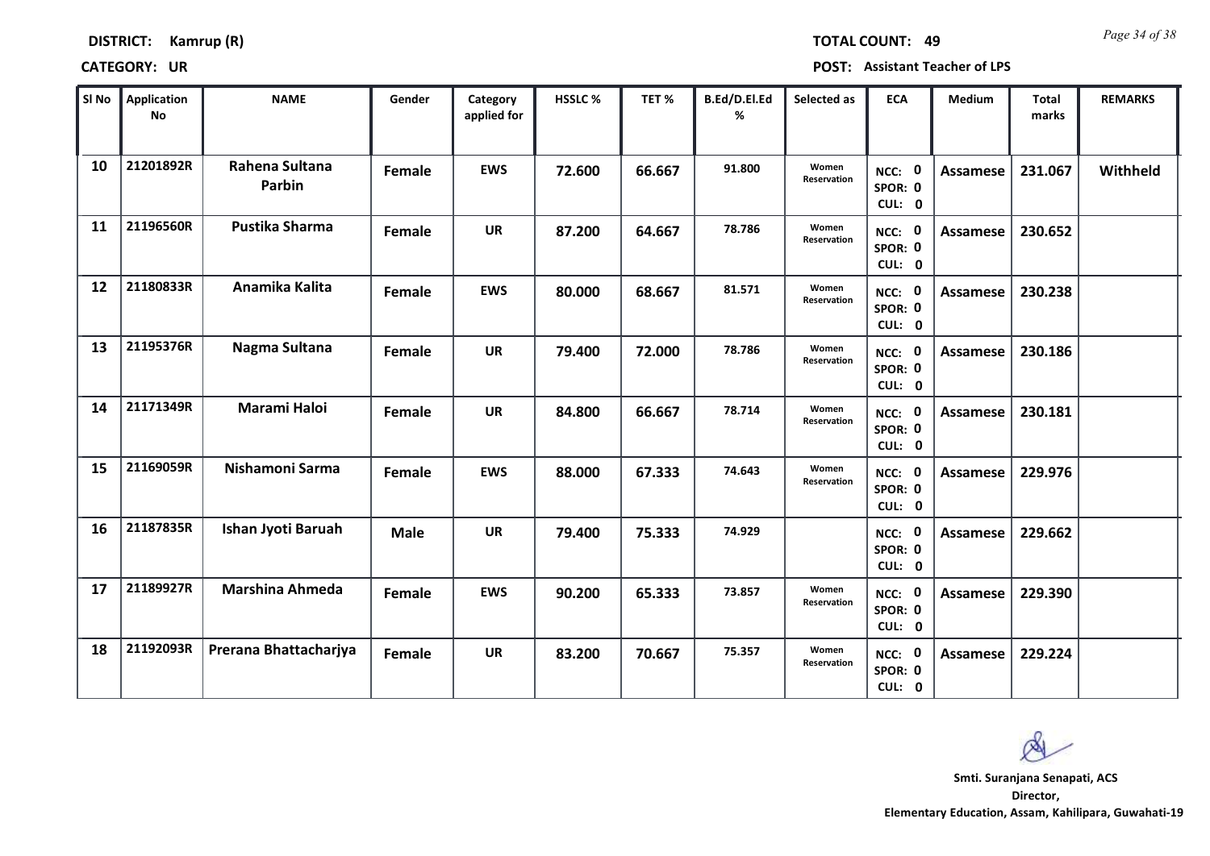**DISTRICT: Kamrup (R)** **TOTAL COUNT: 49**

**CATEGORY: UR** **POST: Assistant Teacher of LPS**

| Sl No | Application No | NAME | Gender | Category applied for | HSSLC % | TET % | B.Ed/D.El.Ed % | Selected as | ECA | Medium | Total marks | REMARKS |
|---|---|---|---|---|---|---|---|---|---|---|---|---|
| 10 | 21201892R | Rahena Sultana Parbin | Female | EWS | 72.600 | 66.667 | 91.800 | Women Reservation | NCC: 0 SPOR: 0 CUL: 0 | Assamese | 231.067 | Withheld |
| 11 | 21196560R | Pustika Sharma | Female | UR | 87.200 | 64.667 | 78.786 | Women Reservation | NCC: 0 SPOR: 0 CUL: 0 | Assamese | 230.652 | |
| 12 | 21180833R | Anamika Kalita | Female | EWS | 80.000 | 68.667 | 81.571 | Women Reservation | NCC: 0 SPOR: 0 CUL: 0 | Assamese | 230.238 | |
| 13 | 21195376R | Nagma Sultana | Female | UR | 79.400 | 72.000 | 78.786 | Women Reservation | NCC: 0 SPOR: 0 CUL: 0 | Assamese | 230.186 | |
| 14 | 21171349R | Marami Haloi | Female | UR | 84.800 | 66.667 | 78.714 | Women Reservation | NCC: 0 SPOR: 0 CUL: 0 | Assamese | 230.181 | |
| 15 | 21169059R | Nishamoni Sarma | Female | EWS | 88.000 | 67.333 | 74.643 | Women Reservation | NCC: 0 SPOR: 0 CUL: 0 | Assamese | 229.976 | |
| 16 | 21187835R | Ishan Jyoti Baruah | Male | UR | 79.400 | 75.333 | 74.929 | | NCC: 0 SPOR: 0 CUL: 0 | Assamese | 229.662 | |
| 17 | 21189927R | Marshina Ahmeda | Female | EWS | 90.200 | 65.333 | 73.857 | Women Reservation | NCC: 0 SPOR: 0 CUL: 0 | Assamese | 229.390 | |
| 18 | 21192093R | Prerana Bhattacharjya | Female | UR | 83.200 | 70.667 | 75.357 | Women Reservation | NCC: 0 SPOR: 0 CUL: 0 | Assamese | 229.224 | |

**Smti. Suranjana Senapati, ACS**
**Director,**
**Elementary Education, Assam, Kahilipara, Guwahati-19**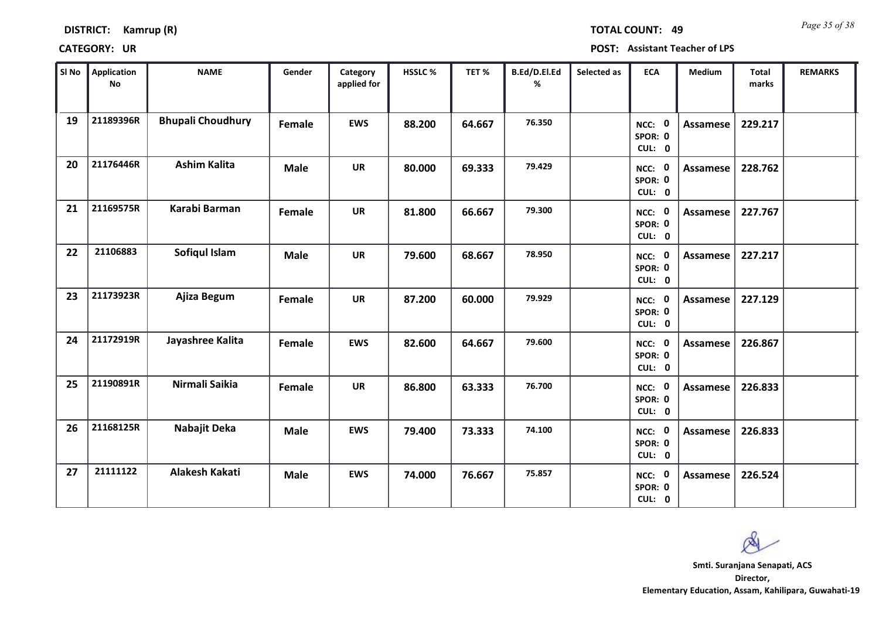**DISTRICT: Kamrup (R)**

**TOTAL COUNT: 49**

**CATEGORY: UR**

**POST: Assistant Teacher of LPS**

| Sl No | Application No | NAME | Gender | Category applied for | HSSLC % | TET % | B.Ed/D.El.Ed % | Selected as | ECA | Medium | Total marks | REMARKS |
|---|---|---|---|---|---|---|---|---|---|---|---|---|
| 19 | 21189396R | Bhupali Choudhury | Female | EWS | 88.200 | 64.667 | 76.350 | | NCC: 0 SPOR: 0 CUL: 0 | Assamese | 229.217 | |
| 20 | 21176446R | Ashim Kalita | Male | UR | 80.000 | 69.333 | 79.429 | | NCC: 0 SPOR: 0 CUL: 0 | Assamese | 228.762 | |
| 21 | 21169575R | Karabi Barman | Female | UR | 81.800 | 66.667 | 79.300 | | NCC: 0 SPOR: 0 CUL: 0 | Assamese | 227.767 | |
| 22 | 21106883 | Sofiqul Islam | Male | UR | 79.600 | 68.667 | 78.950 | | NCC: 0 SPOR: 0 CUL: 0 | Assamese | 227.217 | |
| 23 | 21173923R | Ajiza Begum | Female | UR | 87.200 | 60.000 | 79.929 | | NCC: 0 SPOR: 0 CUL: 0 | Assamese | 227.129 | |
| 24 | 21172919R | Jayashree Kalita | Female | EWS | 82.600 | 64.667 | 79.600 | | NCC: 0 SPOR: 0 CUL: 0 | Assamese | 226.867 | |
| 25 | 21190891R | Nirmali Saikia | Female | UR | 86.800 | 63.333 | 76.700 | | NCC: 0 SPOR: 0 CUL: 0 | Assamese | 226.833 | |
| 26 | 21168125R | Nabajit Deka | Male | EWS | 79.400 | 73.333 | 74.100 | | NCC: 0 SPOR: 0 CUL: 0 | Assamese | 226.833 | |
| 27 | 21111122 | Alakesh Kakati | Male | EWS | 74.000 | 76.667 | 75.857 | | NCC: 0 SPOR: 0 CUL: 0 | Assamese | 226.524 | |

**Smti. Suranjana Senapati, ACS**
**Director,**
**Elementary Education, Assam, Kahilipara, Guwahati-19**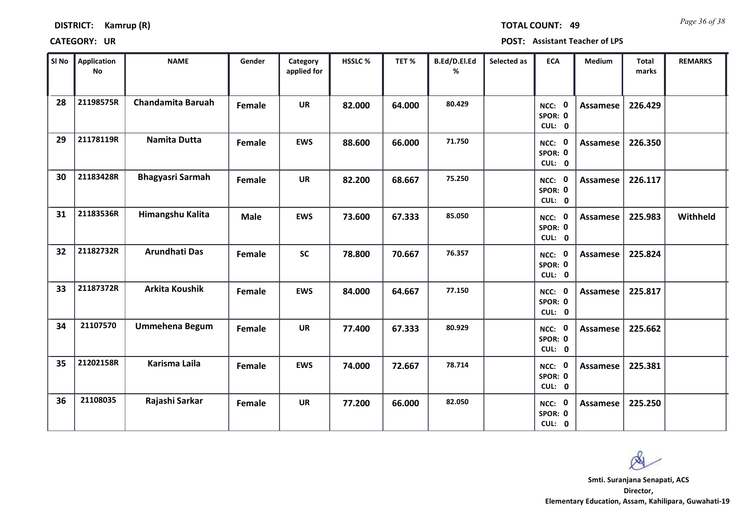**DISTRICT:** Kamrup (R) **TOTAL COUNT:** 49

**CATEGORY:** UR **POST:** Assistant Teacher of LPS

| Sl No | Application No | NAME | Gender | Category applied for | HSSLC % | TET % | B.Ed/D.El.Ed % | Selected as | ECA | Medium | Total marks | REMARKS |
|---|---|---|---|---|---|---|---|---|---|---|---|---|
| 28 | 21198575R | Chandamita Baruah | Female | UR | 82.000 | 64.000 | 80.429 | | NCC: 0 SPOR: 0 CUL: 0 | Assamese | 226.429 | |
| 29 | 21178119R | Namita Dutta | Female | EWS | 88.600 | 66.000 | 71.750 | | NCC: 0 SPOR: 0 CUL: 0 | Assamese | 226.350 | |
| 30 | 21183428R | Bhagyasri Sarmah | Female | UR | 82.200 | 68.667 | 75.250 | | NCC: 0 SPOR: 0 CUL: 0 | Assamese | 226.117 | |
| 31 | 21183536R | Himangshu Kalita | Male | EWS | 73.600 | 67.333 | 85.050 | | NCC: 0 SPOR: 0 CUL: 0 | Assamese | 225.983 | Withheld |
| 32 | 21182732R | Arundhati Das | Female | SC | 78.800 | 70.667 | 76.357 | | NCC: 0 SPOR: 0 CUL: 0 | Assamese | 225.824 | |
| 33 | 21187372R | Arkita Koushik | Female | EWS | 84.000 | 64.667 | 77.150 | | NCC: 0 SPOR: 0 CUL: 0 | Assamese | 225.817 | |
| 34 | 21107570 | Ummehena Begum | Female | UR | 77.400 | 67.333 | 80.929 | | NCC: 0 SPOR: 0 CUL: 0 | Assamese | 225.662 | |
| 35 | 21202158R | Karisma Laila | Female | EWS | 74.000 | 72.667 | 78.714 | | NCC: 0 SPOR: 0 CUL: 0 | Assamese | 225.381 | |
| 36 | 21108035 | Rajashi Sarkar | Female | UR | 77.200 | 66.000 | 82.050 | | NCC: 0 SPOR: 0 CUL: 0 | Assamese | 225.250 | |

**Smti. Suranjana Senapati, ACS**
**Director,**
**Elementary Education, Assam, Kahilipara, Guwahati-19**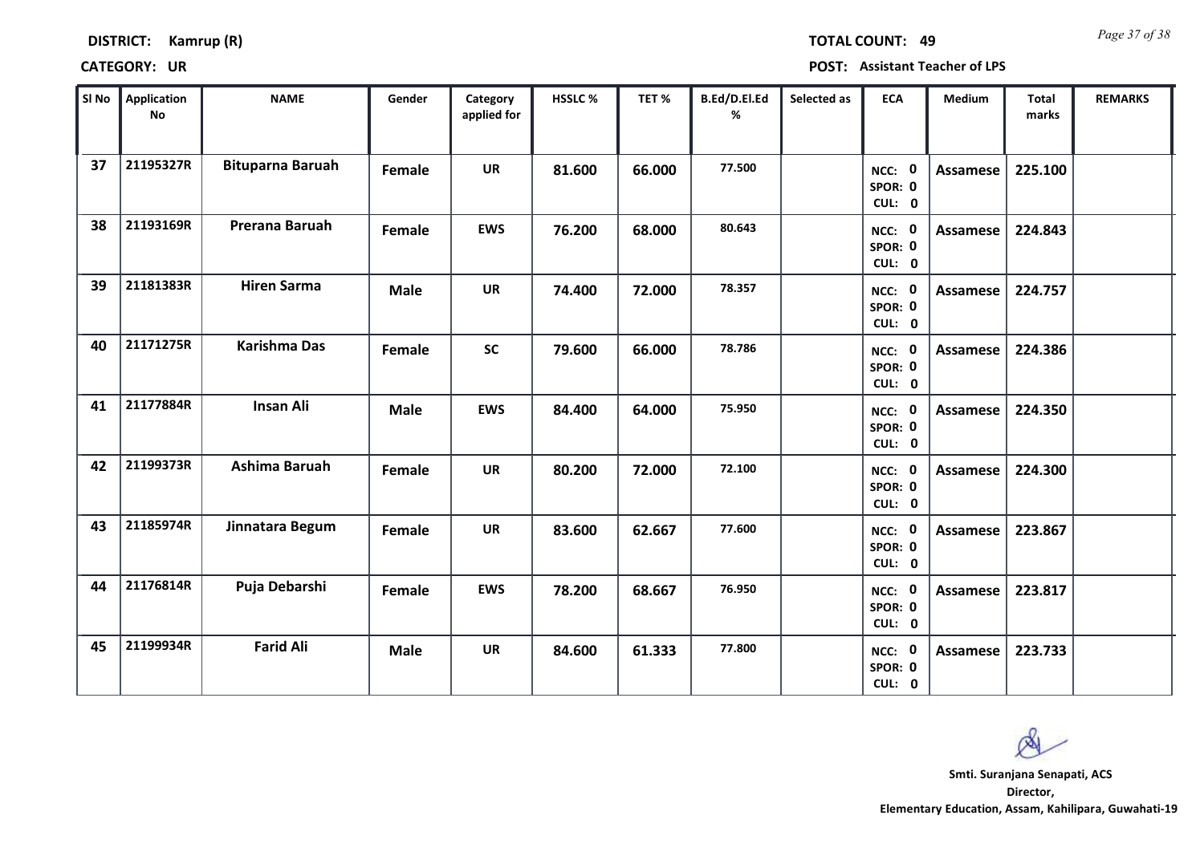**DISTRICT:** Kamrup (R) **TOTAL COUNT:** 49

**CATEGORY:** UR **POST:** Assistant Teacher of LPS

| Sl No | Application No | NAME | Gender | Category applied for | HSSLC % | TET % | B.Ed/D.El.Ed % | Selected as | ECA | Medium | Total marks | REMARKS |
|---|---|---|---|---|---|---|---|---|---|---|---|---|
| 37 | 21195327R | Bituparna Baruah | Female | UR | 81.600 | 66.000 | 77.500 | | NCC: 0 SPOR: 0 CUL: 0 | Assamese | 225.100 | |
| 38 | 21193169R | Prerana Baruah | Female | EWS | 76.200 | 68.000 | 80.643 | | NCC: 0 SPOR: 0 CUL: 0 | Assamese | 224.843 | |
| 39 | 21181383R | Hiren Sarma | Male | UR | 74.400 | 72.000 | 78.357 | | NCC: 0 SPOR: 0 CUL: 0 | Assamese | 224.757 | |
| 40 | 21171275R | Karishma Das | Female | SC | 79.600 | 66.000 | 78.786 | | NCC: 0 SPOR: 0 CUL: 0 | Assamese | 224.386 | |
| 41 | 21177884R | Insan Ali | Male | EWS | 84.400 | 64.000 | 75.950 | | NCC: 0 SPOR: 0 CUL: 0 | Assamese | 224.350 | |
| 42 | 21199373R | Ashima Baruah | Female | UR | 80.200 | 72.000 | 72.100 | | NCC: 0 SPOR: 0 CUL: 0 | Assamese | 224.300 | |
| 43 | 21185974R | Jinnatara Begum | Female | UR | 83.600 | 62.667 | 77.600 | | NCC: 0 SPOR: 0 CUL: 0 | Assamese | 223.867 | |
| 44 | 21176814R | Puja Debarshi | Female | EWS | 78.200 | 68.667 | 76.950 | | NCC: 0 SPOR: 0 CUL: 0 | Assamese | 223.817 | |
| 45 | 21199934R | Farid Ali | Male | UR | 84.600 | 61.333 | 77.800 | | NCC: 0 SPOR: 0 CUL: 0 | Assamese | 223.733 | |

**Smti. Suranjana Senapati, ACS**
**Director,**
**Elementary Education, Assam, Kahilipara, Guwahati-19**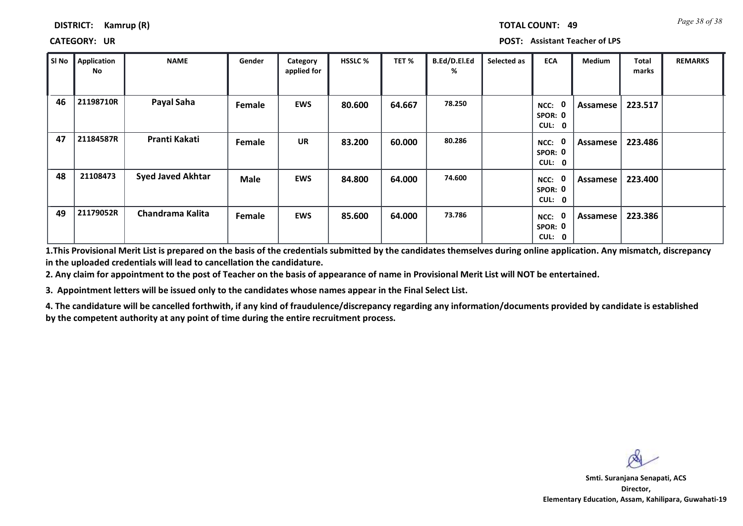**DISTRICT:** Kamrup (R) **TOTAL COUNT:** 49

**CATEGORY:** UR **POST:** Assistant Teacher of LPS

| Sl No | Application No | NAME | Gender | Category applied for | HSSLC % | TET % | B.Ed/D.El.Ed % | Selected as | ECA | Medium | Total marks | REMARKS |
|---|---|---|---|---|---|---|---|---|---|---|---|---|
| 46 | 21198710R | Payal Saha | Female | EWS | 80.600 | 64.667 | 78.250 | | NCC: 0 SPOR: 0 CUL: 0 | Assamese | 223.517 | |
| 47 | 21184587R | Pranti Kakati | Female | UR | 83.200 | 60.000 | 80.286 | | NCC: 0 SPOR: 0 CUL: 0 | Assamese | 223.486 | |
| 48 | 21108473 | Syed Javed Akhtar | Male | EWS | 84.800 | 64.000 | 74.600 | | NCC: 0 SPOR: 0 CUL: 0 | Assamese | 223.400 | |
| 49 | 21179052R | Chandrama Kalita | Female | EWS | 85.600 | 64.000 | 73.786 | | NCC: 0 SPOR: 0 CUL: 0 | Assamese | 223.386 | |

**1.This Provisional Merit List is prepared on the basis of the credentials submitted by the candidates themselves during online application. Any mismatch, discrepancy in the uploaded credentials will lead to cancellation the candidature.**

**2. Any claim for appointment to the post of Teacher on the basis of appearance of name in Provisional Merit List will NOT be entertained.**

**3. Appointment letters will be issued only to the candidates whose names appear in the Final Select List.**

**4. The candidature will be cancelled forthwith, if any kind of fraudulence/discrepancy regarding any information/documents provided by candidate is established by the competent authority at any point of time during the entire recruitment process.**

**Smti. Suranjana Senapati, ACS**
**Director,**
**Elementary Education, Assam, Kahilipara, Guwahati-19**